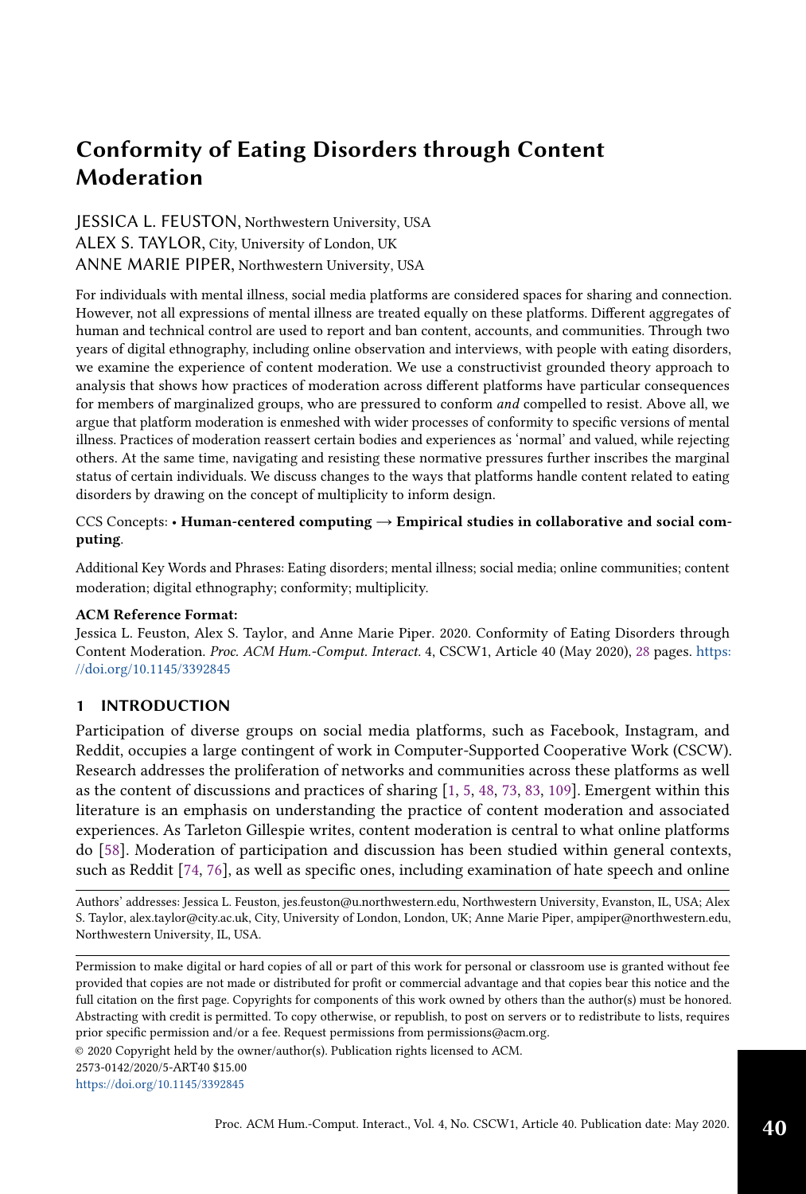# Conformity of Eating Disorders through Content Moderation

JESSICA L. FEUSTON, Northwestern University, USA
ALEX S. TAYLOR, City, University of London, UK
ANNE MARIE PIPER, Northwestern University, USA

For individuals with mental illness, social media platforms are considered spaces for sharing and connection. However, not all expressions of mental illness are treated equally on these platforms. Different aggregates of human and technical control are used to report and ban content, accounts, and communities. Through two years of digital ethnography, including online observation and interviews, with people with eating disorders, we examine the experience of content moderation. We use a constructivist grounded theory approach to analysis that shows how practices of moderation across different platforms have particular consequences for members of marginalized groups, who are pressured to conform *and* compelled to resist. Above all, we argue that platform moderation is enmeshed with wider processes of conformity to specific versions of mental illness. Practices of moderation reassert certain bodies and experiences as 'normal' and valued, while rejecting others. At the same time, navigating and resisting these normative pressures further inscribes the marginal status of certain individuals. We discuss changes to the ways that platforms handle content related to eating disorders by drawing on the concept of multiplicity to inform design.

CCS Concepts: • **Human-centered computing → Empirical studies in collaborative and social computing**.

Additional Key Words and Phrases: Eating disorders; mental illness; social media; online communities; content moderation; digital ethnography; conformity; multiplicity.

**ACM Reference Format:**
Jessica L. Feuston, Alex S. Taylor, and Anne Marie Piper. 2020. Conformity of Eating Disorders through Content Moderation. *Proc. ACM Hum.-Comput. Interact.* 4, CSCW1, Article 40 (May 2020), 28 pages. https://doi.org/10.1145/3392845

## 1 INTRODUCTION

Participation of diverse groups on social media platforms, such as Facebook, Instagram, and Reddit, occupies a large contingent of work in Computer-Supported Cooperative Work (CSCW). Research addresses the proliferation of networks and communities across these platforms as well as the content of discussions and practices of sharing [1, 5, 48, 73, 83, 109]. Emergent within this literature is an emphasis on understanding the practice of content moderation and associated experiences. As Tarleton Gillespie writes, content moderation is central to what online platforms do [58]. Moderation of participation and discussion has been studied within general contexts, such as Reddit [74, 76], as well as specific ones, including examination of hate speech and online

Authors' addresses: Jessica L. Feuston, jes.feuston@u.northwestern.edu, Northwestern University, Evanston, IL, USA; Alex S. Taylor, alex.taylor@city.ac.uk, City, University of London, London, UK; Anne Marie Piper, ampiper@northwestern.edu, Northwestern University, IL, USA.

Permission to make digital or hard copies of all or part of this work for personal or classroom use is granted without fee provided that copies are not made or distributed for profit or commercial advantage and that copies bear this notice and the full citation on the first page. Copyrights for components of this work owned by others than the author(s) must be honored. Abstracting with credit is permitted. To copy otherwise, or republish, to post on servers or to redistribute to lists, requires prior specific permission and/or a fee. Request permissions from permissions@acm.org.

© 2020 Copyright held by the owner/author(s). Publication rights licensed to ACM.
2573-0142/2020/5-ART40 $15.00
https://doi.org/10.1145/3392845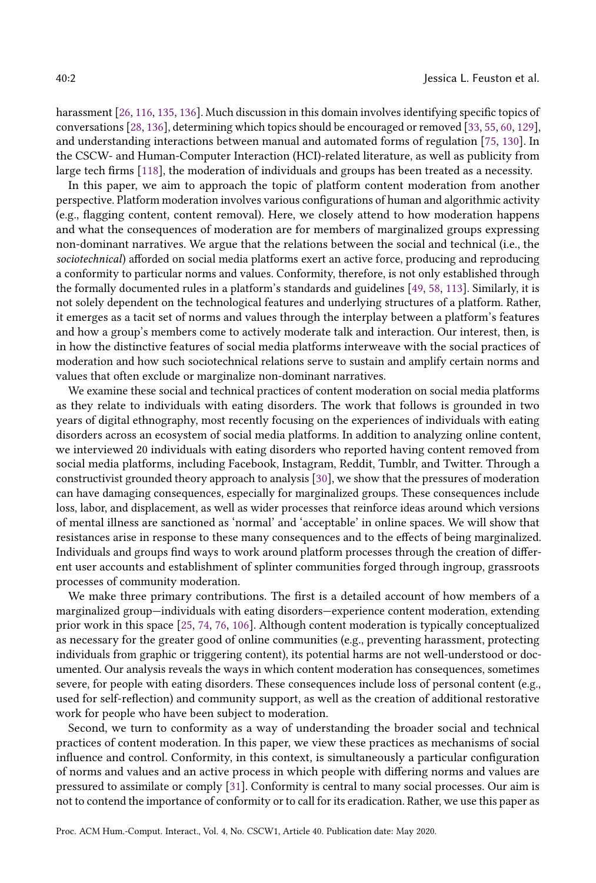harassment [26, 116, 135, 136]. Much discussion in this domain involves identifying specific topics of conversations [28, 136], determining which topics should be encouraged or removed [33, 55, 60, 129], and understanding interactions between manual and automated forms of regulation [75, 130]. In the CSCW- and Human-Computer Interaction (HCI)-related literature, as well as publicity from large tech firms [118], the moderation of individuals and groups has been treated as a necessity.

In this paper, we aim to approach the topic of platform content moderation from another perspective. Platform moderation involves various configurations of human and algorithmic activity (e.g., flagging content, content removal). Here, we closely attend to how moderation happens and what the consequences of moderation are for members of marginalized groups expressing non-dominant narratives. We argue that the relations between the social and technical (i.e., the *sociotechnical*) afforded on social media platforms exert an active force, producing and reproducing a conformity to particular norms and values. Conformity, therefore, is not only established through the formally documented rules in a platform's standards and guidelines [49, 58, 113]. Similarly, it is not solely dependent on the technological features and underlying structures of a platform. Rather, it emerges as a tacit set of norms and values through the interplay between a platform's features and how a group's members come to actively moderate talk and interaction. Our interest, then, is in how the distinctive features of social media platforms interweave with the social practices of moderation and how such sociotechnical relations serve to sustain and amplify certain norms and values that often exclude or marginalize non-dominant narratives.

We examine these social and technical practices of content moderation on social media platforms as they relate to individuals with eating disorders. The work that follows is grounded in two years of digital ethnography, most recently focusing on the experiences of individuals with eating disorders across an ecosystem of social media platforms. In addition to analyzing online content, we interviewed 20 individuals with eating disorders who reported having content removed from social media platforms, including Facebook, Instagram, Reddit, Tumblr, and Twitter. Through a constructivist grounded theory approach to analysis [30], we show that the pressures of moderation can have damaging consequences, especially for marginalized groups. These consequences include loss, labor, and displacement, as well as wider processes that reinforce ideas around which versions of mental illness are sanctioned as 'normal' and 'acceptable' in online spaces. We will show that resistances arise in response to these many consequences and to the effects of being marginalized. Individuals and groups find ways to work around platform processes through the creation of different user accounts and establishment of splinter communities forged through ingroup, grassroots processes of community moderation.

We make three primary contributions. The first is a detailed account of how members of a marginalized group—individuals with eating disorders—experience content moderation, extending prior work in this space [25, 74, 76, 106]. Although content moderation is typically conceptualized as necessary for the greater good of online communities (e.g., preventing harassment, protecting individuals from graphic or triggering content), its potential harms are not well-understood or documented. Our analysis reveals the ways in which content moderation has consequences, sometimes severe, for people with eating disorders. These consequences include loss of personal content (e.g., used for self-reflection) and community support, as well as the creation of additional restorative work for people who have been subject to moderation.

Second, we turn to conformity as a way of understanding the broader social and technical practices of content moderation. In this paper, we view these practices as mechanisms of social influence and control. Conformity, in this context, is simultaneously a particular configuration of norms and values and an active process in which people with differing norms and values are pressured to assimilate or comply [31]. Conformity is central to many social processes. Our aim is not to contend the importance of conformity or to call for its eradication. Rather, we use this paper as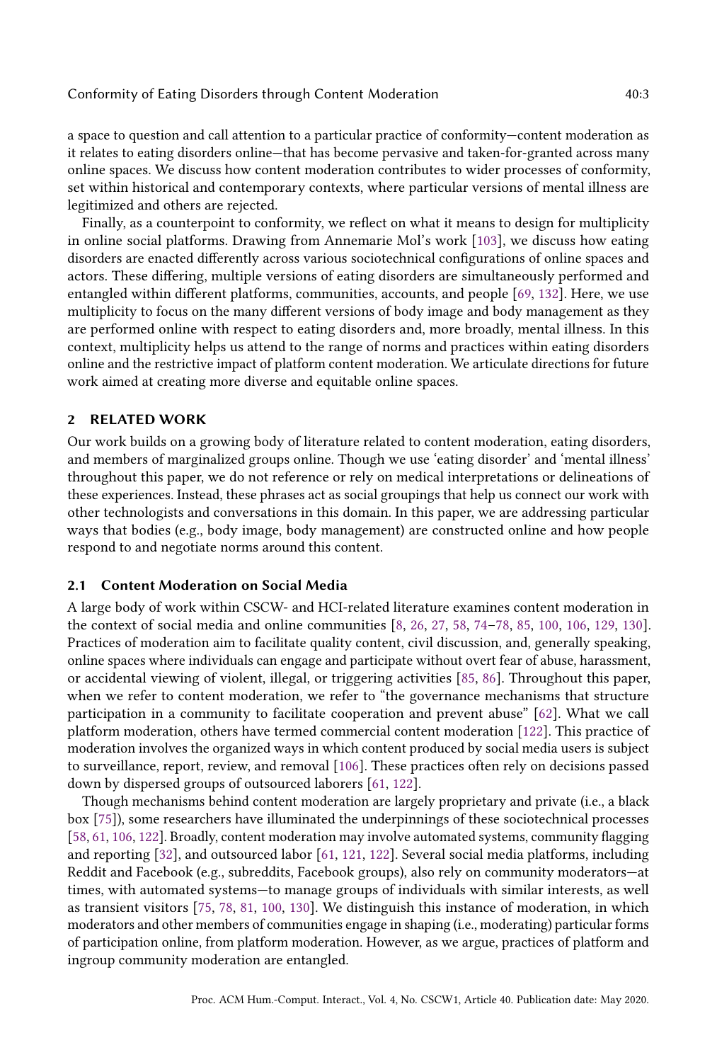a space to question and call attention to a particular practice of conformity—content moderation as it relates to eating disorders online—that has become pervasive and taken-for-granted across many online spaces. We discuss how content moderation contributes to wider processes of conformity, set within historical and contemporary contexts, where particular versions of mental illness are legitimized and others are rejected.

Finally, as a counterpoint to conformity, we reflect on what it means to design for multiplicity in online social platforms. Drawing from Annemarie Mol's work [103], we discuss how eating disorders are enacted differently across various sociotechnical configurations of online spaces and actors. These differing, multiple versions of eating disorders are simultaneously performed and entangled within different platforms, communities, accounts, and people [69, 132]. Here, we use multiplicity to focus on the many different versions of body image and body management as they are performed online with respect to eating disorders and, more broadly, mental illness. In this context, multiplicity helps us attend to the range of norms and practices within eating disorders online and the restrictive impact of platform content moderation. We articulate directions for future work aimed at creating more diverse and equitable online spaces.

## 2 RELATED WORK

Our work builds on a growing body of literature related to content moderation, eating disorders, and members of marginalized groups online. Though we use 'eating disorder' and 'mental illness' throughout this paper, we do not reference or rely on medical interpretations or delineations of these experiences. Instead, these phrases act as social groupings that help us connect our work with other technologists and conversations in this domain. In this paper, we are addressing particular ways that bodies (e.g., body image, body management) are constructed online and how people respond to and negotiate norms around this content.

### 2.1 Content Moderation on Social Media

A large body of work within CSCW- and HCI-related literature examines content moderation in the context of social media and online communities [8, 26, 27, 58, 74–78, 85, 100, 106, 129, 130]. Practices of moderation aim to facilitate quality content, civil discussion, and, generally speaking, online spaces where individuals can engage and participate without overt fear of abuse, harassment, or accidental viewing of violent, illegal, or triggering activities [85, 86]. Throughout this paper, when we refer to content moderation, we refer to "the governance mechanisms that structure participation in a community to facilitate cooperation and prevent abuse" [62]. What we call platform moderation, others have termed commercial content moderation [122]. This practice of moderation involves the organized ways in which content produced by social media users is subject to surveillance, report, review, and removal [106]. These practices often rely on decisions passed down by dispersed groups of outsourced laborers [61, 122].

Though mechanisms behind content moderation are largely proprietary and private (i.e., a black box [75]), some researchers have illuminated the underpinnings of these sociotechnical processes [58, 61, 106, 122]. Broadly, content moderation may involve automated systems, community flagging and reporting [32], and outsourced labor [61, 121, 122]. Several social media platforms, including Reddit and Facebook (e.g., subreddits, Facebook groups), also rely on community moderators—at times, with automated systems—to manage groups of individuals with similar interests, as well as transient visitors [75, 78, 81, 100, 130]. We distinguish this instance of moderation, in which moderators and other members of communities engage in shaping (i.e., moderating) particular forms of participation online, from platform moderation. However, as we argue, practices of platform and ingroup community moderation are entangled.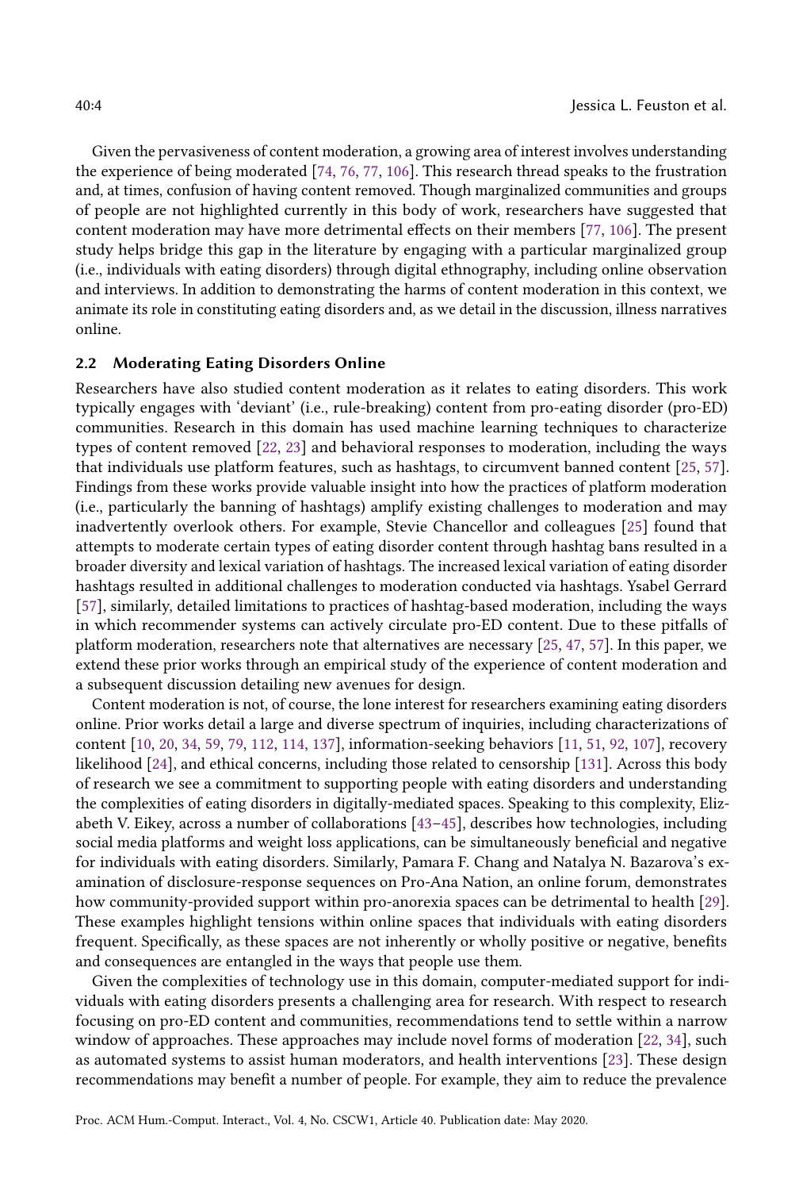Given the pervasiveness of content moderation, a growing area of interest involves understanding the experience of being moderated [74, 76, 77, 106]. This research thread speaks to the frustration and, at times, confusion of having content removed. Though marginalized communities and groups of people are not highlighted currently in this body of work, researchers have suggested that content moderation may have more detrimental effects on their members [77, 106]. The present study helps bridge this gap in the literature by engaging with a particular marginalized group (i.e., individuals with eating disorders) through digital ethnography, including online observation and interviews. In addition to demonstrating the harms of content moderation in this context, we animate its role in constituting eating disorders and, as we detail in the discussion, illness narratives online.

### 2.2 Moderating Eating Disorders Online

Researchers have also studied content moderation as it relates to eating disorders. This work typically engages with 'deviant' (i.e., rule-breaking) content from pro-eating disorder (pro-ED) communities. Research in this domain has used machine learning techniques to characterize types of content removed [22, 23] and behavioral responses to moderation, including the ways that individuals use platform features, such as hashtags, to circumvent banned content [25, 57]. Findings from these works provide valuable insight into how the practices of platform moderation (i.e., particularly the banning of hashtags) amplify existing challenges to moderation and may inadvertently overlook others. For example, Stevie Chancellor and colleagues [25] found that attempts to moderate certain types of eating disorder content through hashtag bans resulted in a broader diversity and lexical variation of hashtags. The increased lexical variation of eating disorder hashtags resulted in additional challenges to moderation conducted via hashtags. Ysabel Gerrard [57], similarly, detailed limitations to practices of hashtag-based moderation, including the ways in which recommender systems can actively circulate pro-ED content. Due to these pitfalls of platform moderation, researchers note that alternatives are necessary [25, 47, 57]. In this paper, we extend these prior works through an empirical study of the experience of content moderation and a subsequent discussion detailing new avenues for design.

Content moderation is not, of course, the lone interest for researchers examining eating disorders online. Prior works detail a large and diverse spectrum of inquiries, including characterizations of content [10, 20, 34, 59, 79, 112, 114, 137], information-seeking behaviors [11, 51, 92, 107], recovery likelihood [24], and ethical concerns, including those related to censorship [131]. Across this body of research we see a commitment to supporting people with eating disorders and understanding the complexities of eating disorders in digitally-mediated spaces. Speaking to this complexity, Elizabeth V. Eikey, across a number of collaborations [43–45], describes how technologies, including social media platforms and weight loss applications, can be simultaneously beneficial and negative for individuals with eating disorders. Similarly, Pamara F. Chang and Natalya N. Bazarova's examination of disclosure-response sequences on Pro-Ana Nation, an online forum, demonstrates how community-provided support within pro-anorexia spaces can be detrimental to health [29]. These examples highlight tensions within online spaces that individuals with eating disorders frequent. Specifically, as these spaces are not inherently or wholly positive or negative, benefits and consequences are entangled in the ways that people use them.

Given the complexities of technology use in this domain, computer-mediated support for individuals with eating disorders presents a challenging area for research. With respect to research focusing on pro-ED content and communities, recommendations tend to settle within a narrow window of approaches. These approaches may include novel forms of moderation [22, 34], such as automated systems to assist human moderators, and health interventions [23]. These design recommendations may benefit a number of people. For example, they aim to reduce the prevalence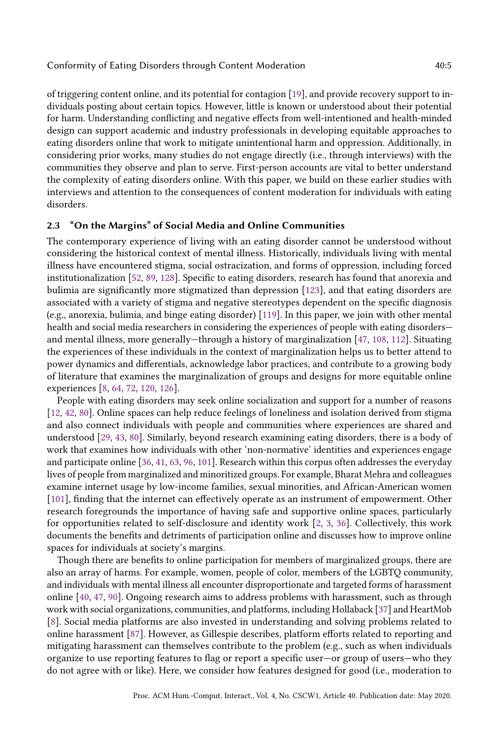of triggering content online, and its potential for contagion [19], and provide recovery support to individuals posting about certain topics. However, little is known or understood about their potential for harm. Understanding conflicting and negative effects from well-intentioned and health-minded design can support academic and industry professionals in developing equitable approaches to eating disorders online that work to mitigate unintentional harm and oppression. Additionally, in considering prior works, many studies do not engage directly (i.e., through interviews) with the communities they observe and plan to serve. First-person accounts are vital to better understand the complexity of eating disorders online. With this paper, we build on these earlier studies with interviews and attention to the consequences of content moderation for individuals with eating disorders.

### 2.3 "On the Margins" of Social Media and Online Communities

The contemporary experience of living with an eating disorder cannot be understood without considering the historical context of mental illness. Historically, individuals living with mental illness have encountered stigma, social ostracization, and forms of oppression, including forced institutionalization [52, 89, 128]. Specific to eating disorders, research has found that anorexia and bulimia are significantly more stigmatized than depression [123], and that eating disorders are associated with a variety of stigma and negative stereotypes dependent on the specific diagnosis (e.g., anorexia, bulimia, and binge eating disorder) [119]. In this paper, we join with other mental health and social media researchers in considering the experiences of people with eating disorders—and mental illness, more generally—through a history of marginalization [47, 108, 112]. Situating the experiences of these individuals in the context of marginalization helps us to better attend to power dynamics and differentials, acknowledge labor practices, and contribute to a growing body of literature that examines the marginalization of groups and designs for more equitable online experiences [8, 64, 72, 120, 126].

People with eating disorders may seek online socialization and support for a number of reasons [12, 42, 80]. Online spaces can help reduce feelings of loneliness and isolation derived from stigma and also connect individuals with people and communities where experiences are shared and understood [29, 43, 80]. Similarly, beyond research examining eating disorders, there is a body of work that examines how individuals with other 'non-normative' identities and experiences engage and participate online [36, 41, 63, 96, 101]. Research within this corpus often addresses the everyday lives of people from marginalized and minoritized groups. For example, Bharat Mehra and colleagues examine internet usage by low-income families, sexual minorities, and African-American women [101], finding that the internet can effectively operate as an instrument of empowerment. Other research foregrounds the importance of having safe and supportive online spaces, particularly for opportunities related to self-disclosure and identity work [2, 3, 36]. Collectively, this work documents the benefits and detriments of participation online and discusses how to improve online spaces for individuals at society's margins.

Though there are benefits to online participation for members of marginalized groups, there are also an array of harms. For example, women, people of color, members of the LGBTQ community, and individuals with mental illness all encounter disproportionate and targeted forms of harassment online [40, 47, 90]. Ongoing research aims to address problems with harassment, such as through work with social organizations, communities, and platforms, including Hollaback [37] and HeartMob [8]. Social media platforms are also invested in understanding and solving problems related to online harassment [87]. However, as Gillespie describes, platform efforts related to reporting and mitigating harassment can themselves contribute to the problem (e.g., such as when individuals organize to use reporting features to flag or report a specific user—or group of users—who they do not agree with or like). Here, we consider how features designed for good (i.e., moderation to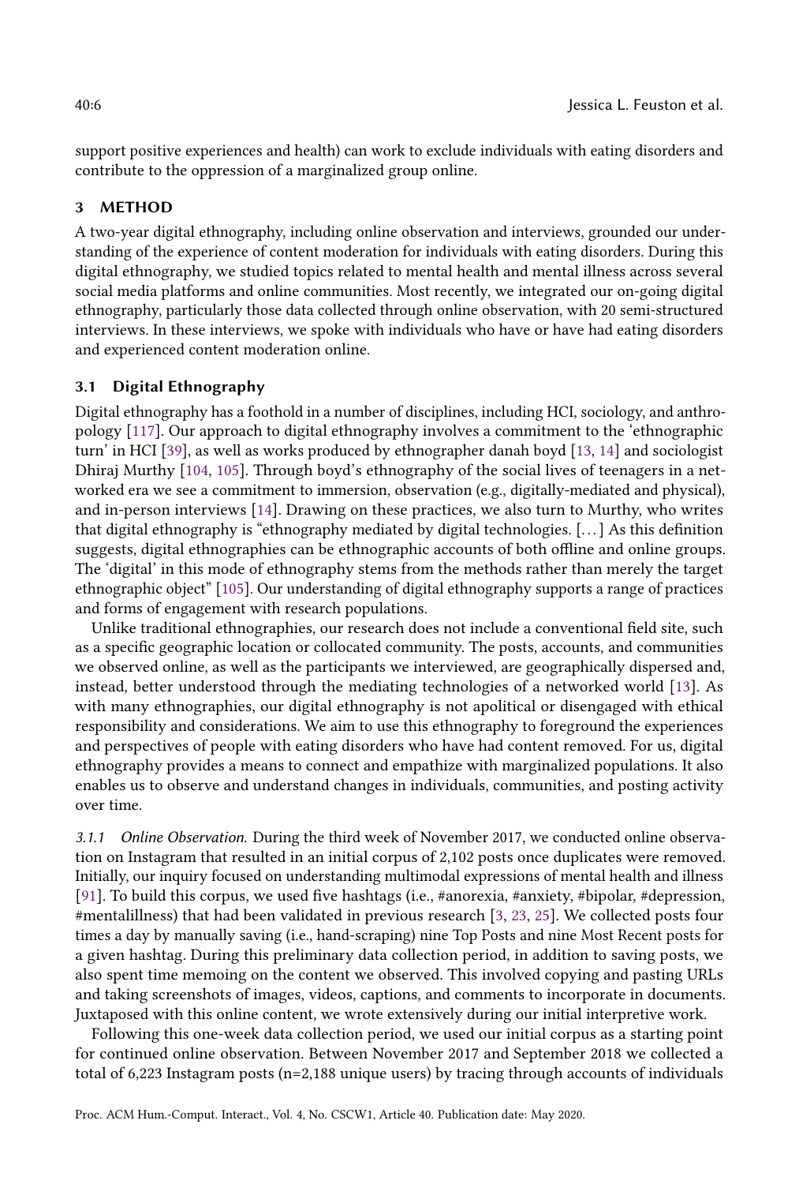support positive experiences and health) can work to exclude individuals with eating disorders and contribute to the oppression of a marginalized group online.

## 3 METHOD

A two-year digital ethnography, including online observation and interviews, grounded our understanding of the experience of content moderation for individuals with eating disorders. During this digital ethnography, we studied topics related to mental health and mental illness across several social media platforms and online communities. Most recently, we integrated our on-going digital ethnography, particularly those data collected through online observation, with 20 semi-structured interviews. In these interviews, we spoke with individuals who have or have had eating disorders and experienced content moderation online.

### 3.1 Digital Ethnography

Digital ethnography has a foothold in a number of disciplines, including HCI, sociology, and anthropology [117]. Our approach to digital ethnography involves a commitment to the 'ethnographic turn' in HCI [39], as well as works produced by ethnographer danah boyd [13, 14] and sociologist Dhiraj Murthy [104, 105]. Through boyd's ethnography of the social lives of teenagers in a networked era we see a commitment to immersion, observation (e.g., digitally-mediated and physical), and in-person interviews [14]. Drawing on these practices, we also turn to Murthy, who writes that digital ethnography is "ethnography mediated by digital technologies. [. . . ] As this definition suggests, digital ethnographies can be ethnographic accounts of both offline and online groups. The 'digital' in this mode of ethnography stems from the methods rather than merely the target ethnographic object" [105]. Our understanding of digital ethnography supports a range of practices and forms of engagement with research populations.

Unlike traditional ethnographies, our research does not include a conventional field site, such as a specific geographic location or collocated community. The posts, accounts, and communities we observed online, as well as the participants we interviewed, are geographically dispersed and, instead, better understood through the mediating technologies of a networked world [13]. As with many ethnographies, our digital ethnography is not apolitical or disengaged with ethical responsibility and considerations. We aim to use this ethnography to foreground the experiences and perspectives of people with eating disorders who have had content removed. For us, digital ethnography provides a means to connect and empathize with marginalized populations. It also enables us to observe and understand changes in individuals, communities, and posting activity over time.

*3.1.1 Online Observation.* During the third week of November 2017, we conducted online observation on Instagram that resulted in an initial corpus of 2,102 posts once duplicates were removed. Initially, our inquiry focused on understanding multimodal expressions of mental health and illness [91]. To build this corpus, we used five hashtags (i.e., #anorexia, #anxiety, #bipolar, #depression, #mentalillness) that had been validated in previous research [3, 23, 25]. We collected posts four times a day by manually saving (i.e., hand-scraping) nine Top Posts and nine Most Recent posts for a given hashtag. During this preliminary data collection period, in addition to saving posts, we also spent time memoing on the content we observed. This involved copying and pasting URLs and taking screenshots of images, videos, captions, and comments to incorporate in documents. Juxtaposed with this online content, we wrote extensively during our initial interpretive work.

Following this one-week data collection period, we used our initial corpus as a starting point for continued online observation. Between November 2017 and September 2018 we collected a total of 6,223 Instagram posts (n=2,188 unique users) by tracing through accounts of individuals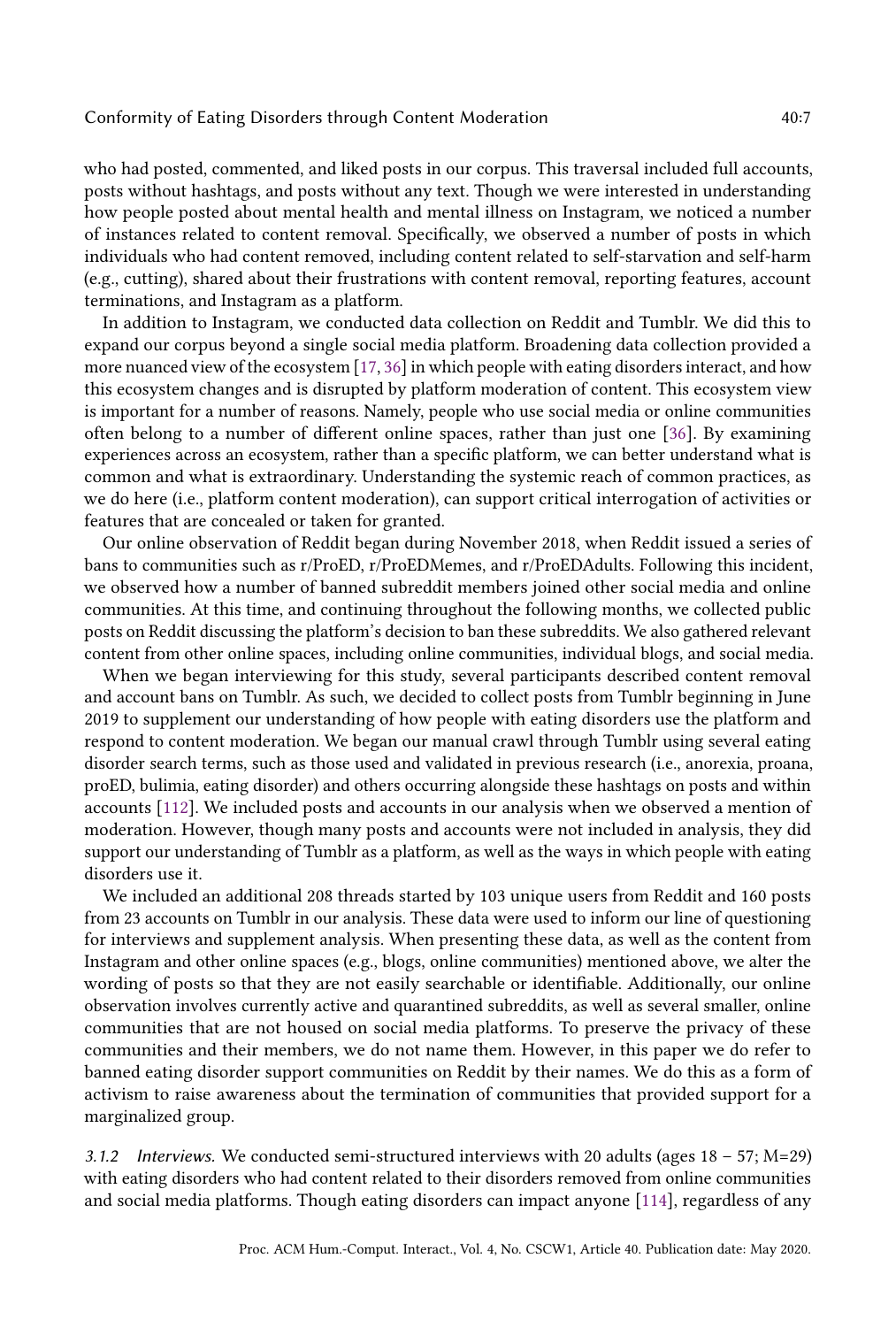who had posted, commented, and liked posts in our corpus. This traversal included full accounts, posts without hashtags, and posts without any text. Though we were interested in understanding how people posted about mental health and mental illness on Instagram, we noticed a number of instances related to content removal. Specifically, we observed a number of posts in which individuals who had content removed, including content related to self-starvation and self-harm (e.g., cutting), shared about their frustrations with content removal, reporting features, account terminations, and Instagram as a platform.

In addition to Instagram, we conducted data collection on Reddit and Tumblr. We did this to expand our corpus beyond a single social media platform. Broadening data collection provided a more nuanced view of the ecosystem [17, 36] in which people with eating disorders interact, and how this ecosystem changes and is disrupted by platform moderation of content. This ecosystem view is important for a number of reasons. Namely, people who use social media or online communities often belong to a number of different online spaces, rather than just one [36]. By examining experiences across an ecosystem, rather than a specific platform, we can better understand what is common and what is extraordinary. Understanding the systemic reach of common practices, as we do here (i.e., platform content moderation), can support critical interrogation of activities or features that are concealed or taken for granted.

Our online observation of Reddit began during November 2018, when Reddit issued a series of bans to communities such as r/ProED, r/ProEDMemes, and r/ProEDAdults. Following this incident, we observed how a number of banned subreddit members joined other social media and online communities. At this time, and continuing throughout the following months, we collected public posts on Reddit discussing the platform's decision to ban these subreddits. We also gathered relevant content from other online spaces, including online communities, individual blogs, and social media.

When we began interviewing for this study, several participants described content removal and account bans on Tumblr. As such, we decided to collect posts from Tumblr beginning in June 2019 to supplement our understanding of how people with eating disorders use the platform and respond to content moderation. We began our manual crawl through Tumblr using several eating disorder search terms, such as those used and validated in previous research (i.e., anorexia, proana, proED, bulimia, eating disorder) and others occurring alongside these hashtags on posts and within accounts [112]. We included posts and accounts in our analysis when we observed a mention of moderation. However, though many posts and accounts were not included in analysis, they did support our understanding of Tumblr as a platform, as well as the ways in which people with eating disorders use it.

We included an additional 208 threads started by 103 unique users from Reddit and 160 posts from 23 accounts on Tumblr in our analysis. These data were used to inform our line of questioning for interviews and supplement analysis. When presenting these data, as well as the content from Instagram and other online spaces (e.g., blogs, online communities) mentioned above, we alter the wording of posts so that they are not easily searchable or identifiable. Additionally, our online observation involves currently active and quarantined subreddits, as well as several smaller, online communities that are not housed on social media platforms. To preserve the privacy of these communities and their members, we do not name them. However, in this paper we do refer to banned eating disorder support communities on Reddit by their names. We do this as a form of activism to raise awareness about the termination of communities that provided support for a marginalized group.

*3.1.2 Interviews.* We conducted semi-structured interviews with 20 adults (ages 18 – 57; M=29) with eating disorders who had content related to their disorders removed from online communities and social media platforms. Though eating disorders can impact anyone [114], regardless of any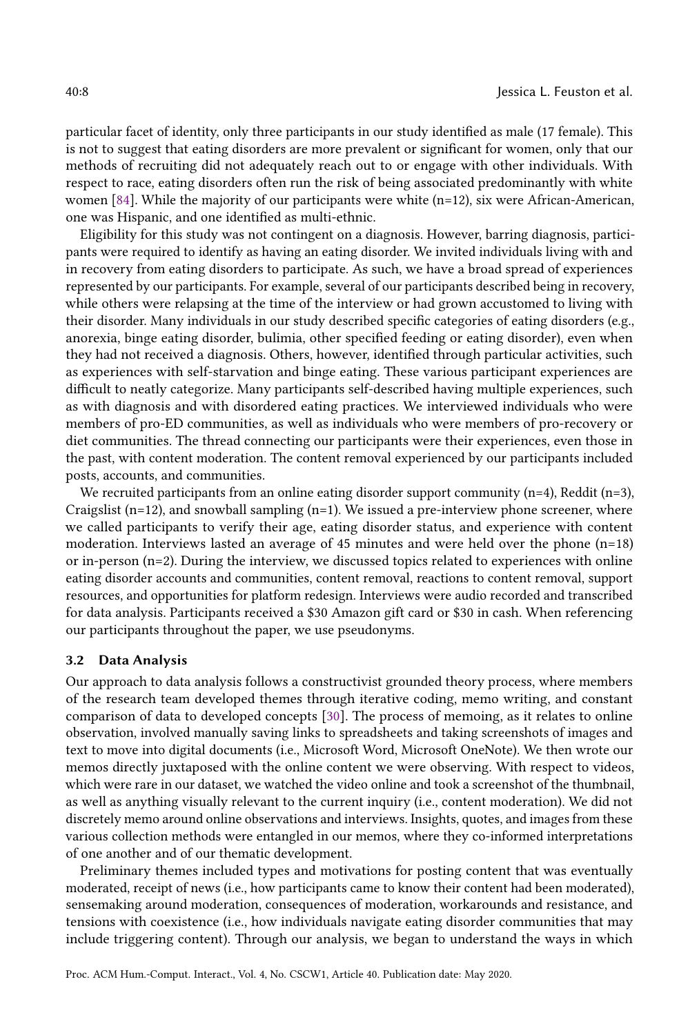particular facet of identity, only three participants in our study identified as male (17 female). This is not to suggest that eating disorders are more prevalent or significant for women, only that our methods of recruiting did not adequately reach out to or engage with other individuals. With respect to race, eating disorders often run the risk of being associated predominantly with white women [84]. While the majority of our participants were white (n=12), six were African-American, one was Hispanic, and one identified as multi-ethnic.

Eligibility for this study was not contingent on a diagnosis. However, barring diagnosis, participants were required to identify as having an eating disorder. We invited individuals living with and in recovery from eating disorders to participate. As such, we have a broad spread of experiences represented by our participants. For example, several of our participants described being in recovery, while others were relapsing at the time of the interview or had grown accustomed to living with their disorder. Many individuals in our study described specific categories of eating disorders (e.g., anorexia, binge eating disorder, bulimia, other specified feeding or eating disorder), even when they had not received a diagnosis. Others, however, identified through particular activities, such as experiences with self-starvation and binge eating. These various participant experiences are difficult to neatly categorize. Many participants self-described having multiple experiences, such as with diagnosis and with disordered eating practices. We interviewed individuals who were members of pro-ED communities, as well as individuals who were members of pro-recovery or diet communities. The thread connecting our participants were their experiences, even those in the past, with content moderation. The content removal experienced by our participants included posts, accounts, and communities.

We recruited participants from an online eating disorder support community (n=4), Reddit (n=3), Craigslist (n=12), and snowball sampling (n=1). We issued a pre-interview phone screener, where we called participants to verify their age, eating disorder status, and experience with content moderation. Interviews lasted an average of 45 minutes and were held over the phone (n=18) or in-person (n=2). During the interview, we discussed topics related to experiences with online eating disorder accounts and communities, content removal, reactions to content removal, support resources, and opportunities for platform redesign. Interviews were audio recorded and transcribed for data analysis. Participants received a $30 Amazon gift card or $30 in cash. When referencing our participants throughout the paper, we use pseudonyms.

### 3.2 Data Analysis

Our approach to data analysis follows a constructivist grounded theory process, where members of the research team developed themes through iterative coding, memo writing, and constant comparison of data to developed concepts [30]. The process of memoing, as it relates to online observation, involved manually saving links to spreadsheets and taking screenshots of images and text to move into digital documents (i.e., Microsoft Word, Microsoft OneNote). We then wrote our memos directly juxtaposed with the online content we were observing. With respect to videos, which were rare in our dataset, we watched the video online and took a screenshot of the thumbnail, as well as anything visually relevant to the current inquiry (i.e., content moderation). We did not discretely memo around online observations and interviews. Insights, quotes, and images from these various collection methods were entangled in our memos, where they co-informed interpretations of one another and of our thematic development.

Preliminary themes included types and motivations for posting content that was eventually moderated, receipt of news (i.e., how participants came to know their content had been moderated), sensemaking around moderation, consequences of moderation, workarounds and resistance, and tensions with coexistence (i.e., how individuals navigate eating disorder communities that may include triggering content). Through our analysis, we began to understand the ways in which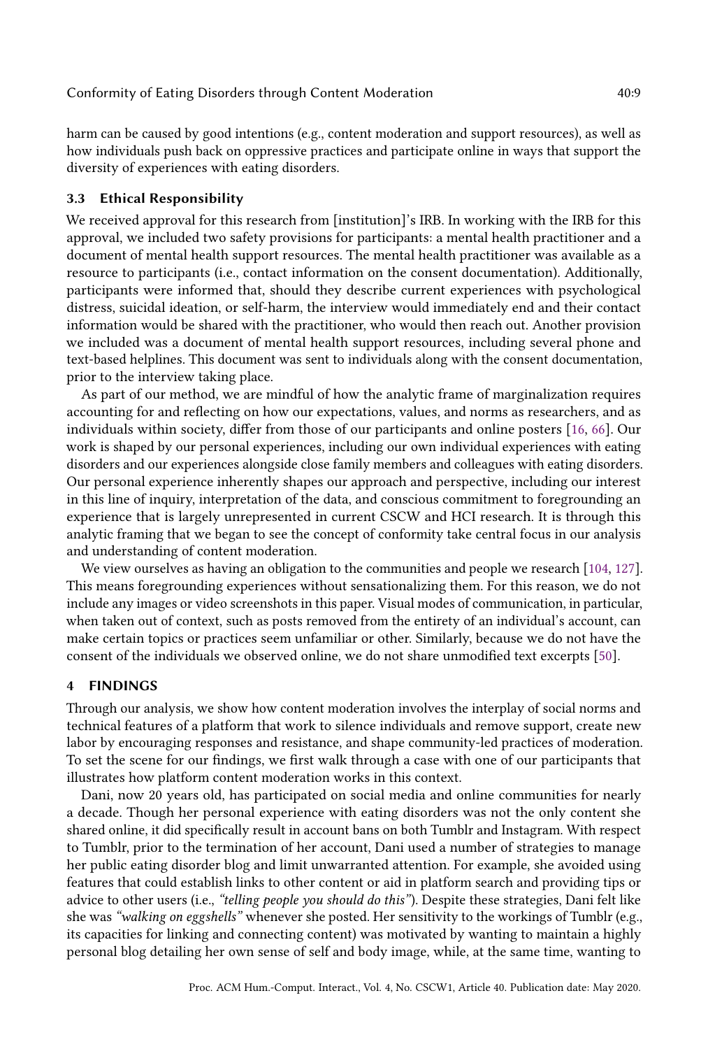harm can be caused by good intentions (e.g., content moderation and support resources), as well as how individuals push back on oppressive practices and participate online in ways that support the diversity of experiences with eating disorders.

### 3.3 Ethical Responsibility

We received approval for this research from [institution]'s IRB. In working with the IRB for this approval, we included two safety provisions for participants: a mental health practitioner and a document of mental health support resources. The mental health practitioner was available as a resource to participants (i.e., contact information on the consent documentation). Additionally, participants were informed that, should they describe current experiences with psychological distress, suicidal ideation, or self-harm, the interview would immediately end and their contact information would be shared with the practitioner, who would then reach out. Another provision we included was a document of mental health support resources, including several phone and text-based helplines. This document was sent to individuals along with the consent documentation, prior to the interview taking place.

As part of our method, we are mindful of how the analytic frame of marginalization requires accounting for and reflecting on how our expectations, values, and norms as researchers, and as individuals within society, differ from those of our participants and online posters [16, 66]. Our work is shaped by our personal experiences, including our own individual experiences with eating disorders and our experiences alongside close family members and colleagues with eating disorders. Our personal experience inherently shapes our approach and perspective, including our interest in this line of inquiry, interpretation of the data, and conscious commitment to foregrounding an experience that is largely unrepresented in current CSCW and HCI research. It is through this analytic framing that we began to see the concept of conformity take central focus in our analysis and understanding of content moderation.

We view ourselves as having an obligation to the communities and people we research [104, 127]. This means foregrounding experiences without sensationalizing them. For this reason, we do not include any images or video screenshots in this paper. Visual modes of communication, in particular, when taken out of context, such as posts removed from the entirety of an individual's account, can make certain topics or practices seem unfamiliar or other. Similarly, because we do not have the consent of the individuals we observed online, we do not share unmodified text excerpts [50].

## 4 FINDINGS

Through our analysis, we show how content moderation involves the interplay of social norms and technical features of a platform that work to silence individuals and remove support, create new labor by encouraging responses and resistance, and shape community-led practices of moderation. To set the scene for our findings, we first walk through a case with one of our participants that illustrates how platform content moderation works in this context.

Dani, now 20 years old, has participated on social media and online communities for nearly a decade. Though her personal experience with eating disorders was not the only content she shared online, it did specifically result in account bans on both Tumblr and Instagram. With respect to Tumblr, prior to the termination of her account, Dani used a number of strategies to manage her public eating disorder blog and limit unwarranted attention. For example, she avoided using features that could establish links to other content or aid in platform search and providing tips or advice to other users (i.e., *"telling people you should do this"*). Despite these strategies, Dani felt like she was *"walking on eggshells"* whenever she posted. Her sensitivity to the workings of Tumblr (e.g., its capacities for linking and connecting content) was motivated by wanting to maintain a highly personal blog detailing her own sense of self and body image, while, at the same time, wanting to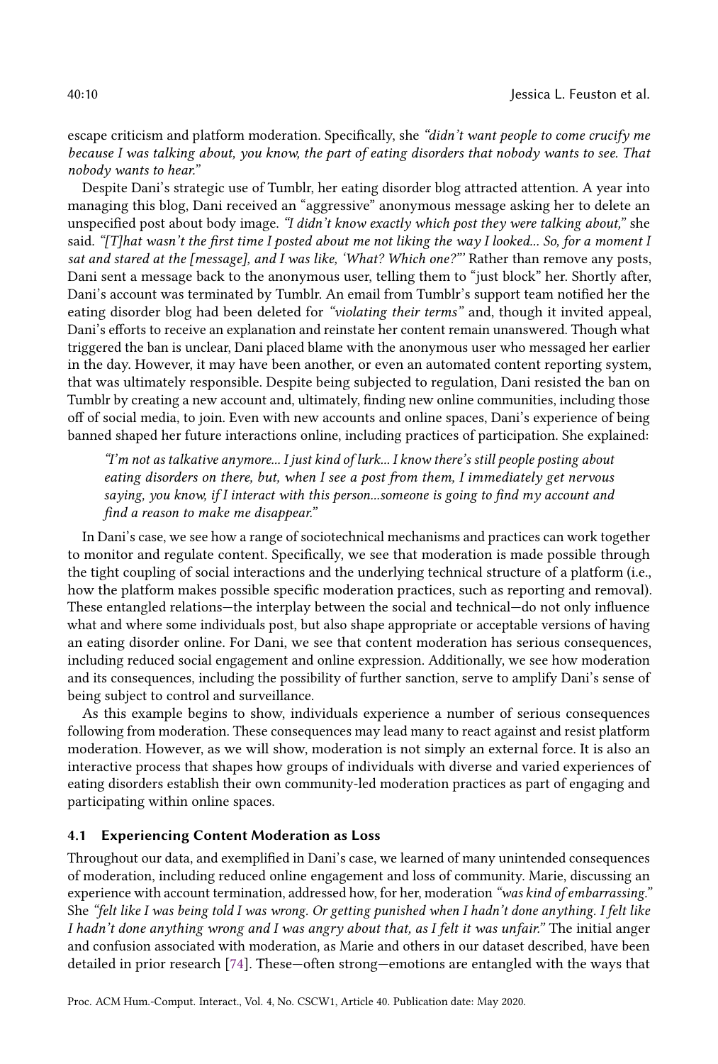escape criticism and platform moderation. Specifically, she *"didn't want people to come crucify me because I was talking about, you know, the part of eating disorders that nobody wants to see. That nobody wants to hear."*

Despite Dani's strategic use of Tumblr, her eating disorder blog attracted attention. A year into managing this blog, Dani received an "aggressive" anonymous message asking her to delete an unspecified post about body image. *"I didn't know exactly which post they were talking about,"* she said. *"[T]hat wasn't the first time I posted about me not liking the way I looked... So, for a moment I sat and stared at the [message], and I was like, 'What? Which one?"'* Rather than remove any posts, Dani sent a message back to the anonymous user, telling them to "just block" her. Shortly after, Dani's account was terminated by Tumblr. An email from Tumblr's support team notified her the eating disorder blog had been deleted for *"violating their terms"* and, though it invited appeal, Dani's efforts to receive an explanation and reinstate her content remain unanswered. Though what triggered the ban is unclear, Dani placed blame with the anonymous user who messaged her earlier in the day. However, it may have been another, or even an automated content reporting system, that was ultimately responsible. Despite being subjected to regulation, Dani resisted the ban on Tumblr by creating a new account and, ultimately, finding new online communities, including those off of social media, to join. Even with new accounts and online spaces, Dani's experience of being banned shaped her future interactions online, including practices of participation. She explained:

> *"I'm not as talkative anymore... I just kind of lurk... I know there's still people posting about eating disorders on there, but, when I see a post from them, I immediately get nervous saying, you know, if I interact with this person...someone is going to find my account and find a reason to make me disappear."*

In Dani's case, we see how a range of sociotechnical mechanisms and practices can work together to monitor and regulate content. Specifically, we see that moderation is made possible through the tight coupling of social interactions and the underlying technical structure of a platform (i.e., how the platform makes possible specific moderation practices, such as reporting and removal). These entangled relations—the interplay between the social and technical—do not only influence what and where some individuals post, but also shape appropriate or acceptable versions of having an eating disorder online. For Dani, we see that content moderation has serious consequences, including reduced social engagement and online expression. Additionally, we see how moderation and its consequences, including the possibility of further sanction, serve to amplify Dani's sense of being subject to control and surveillance.

As this example begins to show, individuals experience a number of serious consequences following from moderation. These consequences may lead many to react against and resist platform moderation. However, as we will show, moderation is not simply an external force. It is also an interactive process that shapes how groups of individuals with diverse and varied experiences of eating disorders establish their own community-led moderation practices as part of engaging and participating within online spaces.

### 4.1 Experiencing Content Moderation as Loss

Throughout our data, and exemplified in Dani's case, we learned of many unintended consequences of moderation, including reduced online engagement and loss of community. Marie, discussing an experience with account termination, addressed how, for her, moderation *"was kind of embarrassing."* She *"felt like I was being told I was wrong. Or getting punished when I hadn't done anything. I felt like I hadn't done anything wrong and I was angry about that, as I felt it was unfair."* The initial anger and confusion associated with moderation, as Marie and others in our dataset described, have been detailed in prior research [74]. These—often strong—emotions are entangled with the ways that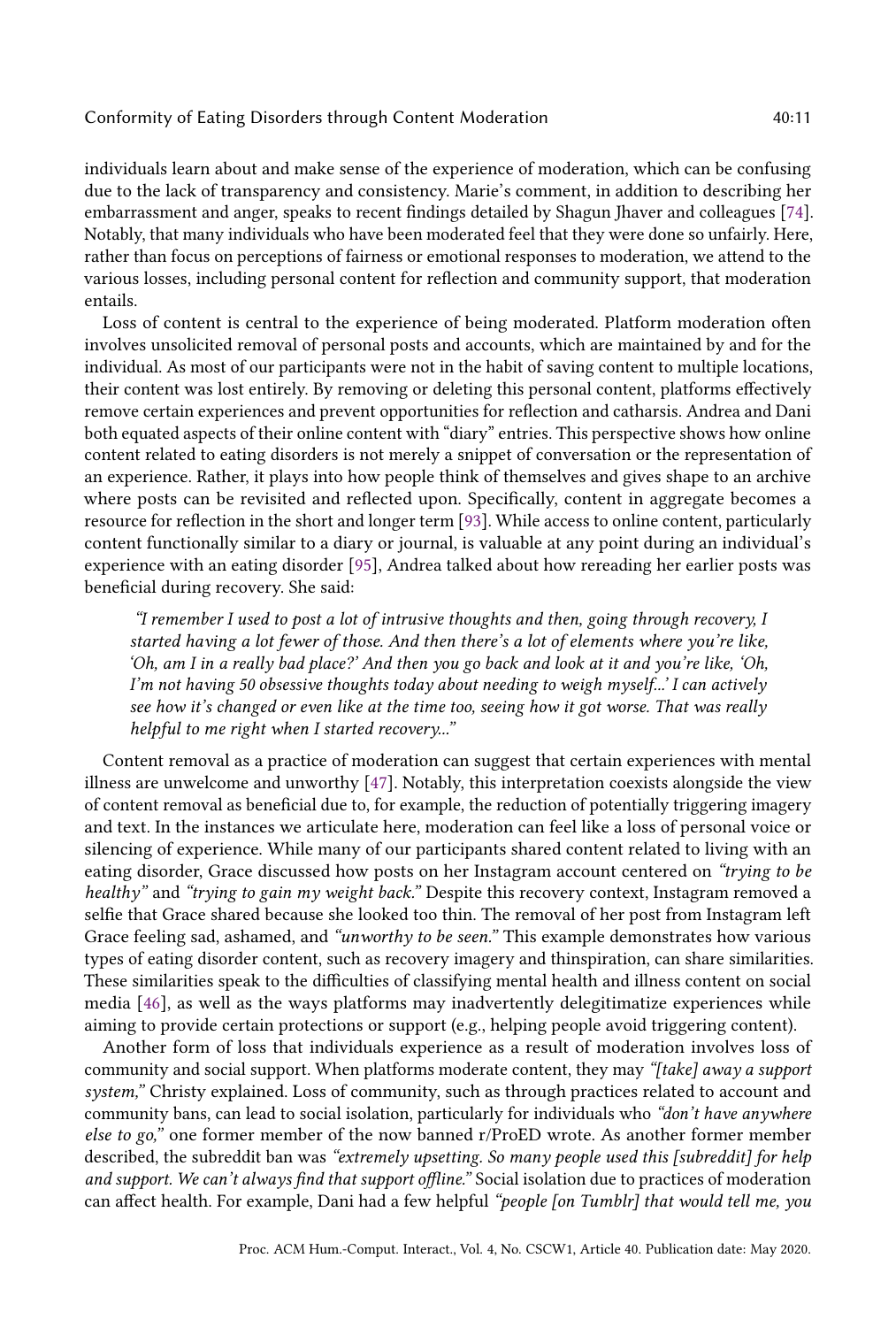individuals learn about and make sense of the experience of moderation, which can be confusing due to the lack of transparency and consistency. Marie's comment, in addition to describing her embarrassment and anger, speaks to recent findings detailed by Shagun Jhaver and colleagues [74]. Notably, that many individuals who have been moderated feel that they were done so unfairly. Here, rather than focus on perceptions of fairness or emotional responses to moderation, we attend to the various losses, including personal content for reflection and community support, that moderation entails.

Loss of content is central to the experience of being moderated. Platform moderation often involves unsolicited removal of personal posts and accounts, which are maintained by and for the individual. As most of our participants were not in the habit of saving content to multiple locations, their content was lost entirely. By removing or deleting this personal content, platforms effectively remove certain experiences and prevent opportunities for reflection and catharsis. Andrea and Dani both equated aspects of their online content with "diary" entries. This perspective shows how online content related to eating disorders is not merely a snippet of conversation or the representation of an experience. Rather, it plays into how people think of themselves and gives shape to an archive where posts can be revisited and reflected upon. Specifically, content in aggregate becomes a resource for reflection in the short and longer term [93]. While access to online content, particularly content functionally similar to a diary or journal, is valuable at any point during an individual's experience with an eating disorder [95], Andrea talked about how rereading her earlier posts was beneficial during recovery. She said:

> *"I remember I used to post a lot of intrusive thoughts and then, going through recovery, I started having a lot fewer of those. And then there's a lot of elements where you're like, 'Oh, am I in a really bad place?' And then you go back and look at it and you're like, 'Oh, I'm not having 50 obsessive thoughts today about needing to weigh myself...' I can actively see how it's changed or even like at the time too, seeing how it got worse. That was really helpful to me right when I started recovery..."*

Content removal as a practice of moderation can suggest that certain experiences with mental illness are unwelcome and unworthy [47]. Notably, this interpretation coexists alongside the view of content removal as beneficial due to, for example, the reduction of potentially triggering imagery and text. In the instances we articulate here, moderation can feel like a loss of personal voice or silencing of experience. While many of our participants shared content related to living with an eating disorder, Grace discussed how posts on her Instagram account centered on *"trying to be healthy"* and *"trying to gain my weight back."* Despite this recovery context, Instagram removed a selfie that Grace shared because she looked too thin. The removal of her post from Instagram left Grace feeling sad, ashamed, and *"unworthy to be seen."* This example demonstrates how various types of eating disorder content, such as recovery imagery and thinspiration, can share similarities. These similarities speak to the difficulties of classifying mental health and illness content on social media [46], as well as the ways platforms may inadvertently delegitimatize experiences while aiming to provide certain protections or support (e.g., helping people avoid triggering content).

Another form of loss that individuals experience as a result of moderation involves loss of community and social support. When platforms moderate content, they may *"[take] away a support system,"* Christy explained. Loss of community, such as through practices related to account and community bans, can lead to social isolation, particularly for individuals who *"don't have anywhere else to go,"* one former member of the now banned r/ProED wrote. As another former member described, the subreddit ban was *"extremely upsetting. So many people used this [subreddit] for help and support. We can't always find that support offline."* Social isolation due to practices of moderation can affect health. For example, Dani had a few helpful *"people [on Tumblr] that would tell me, you*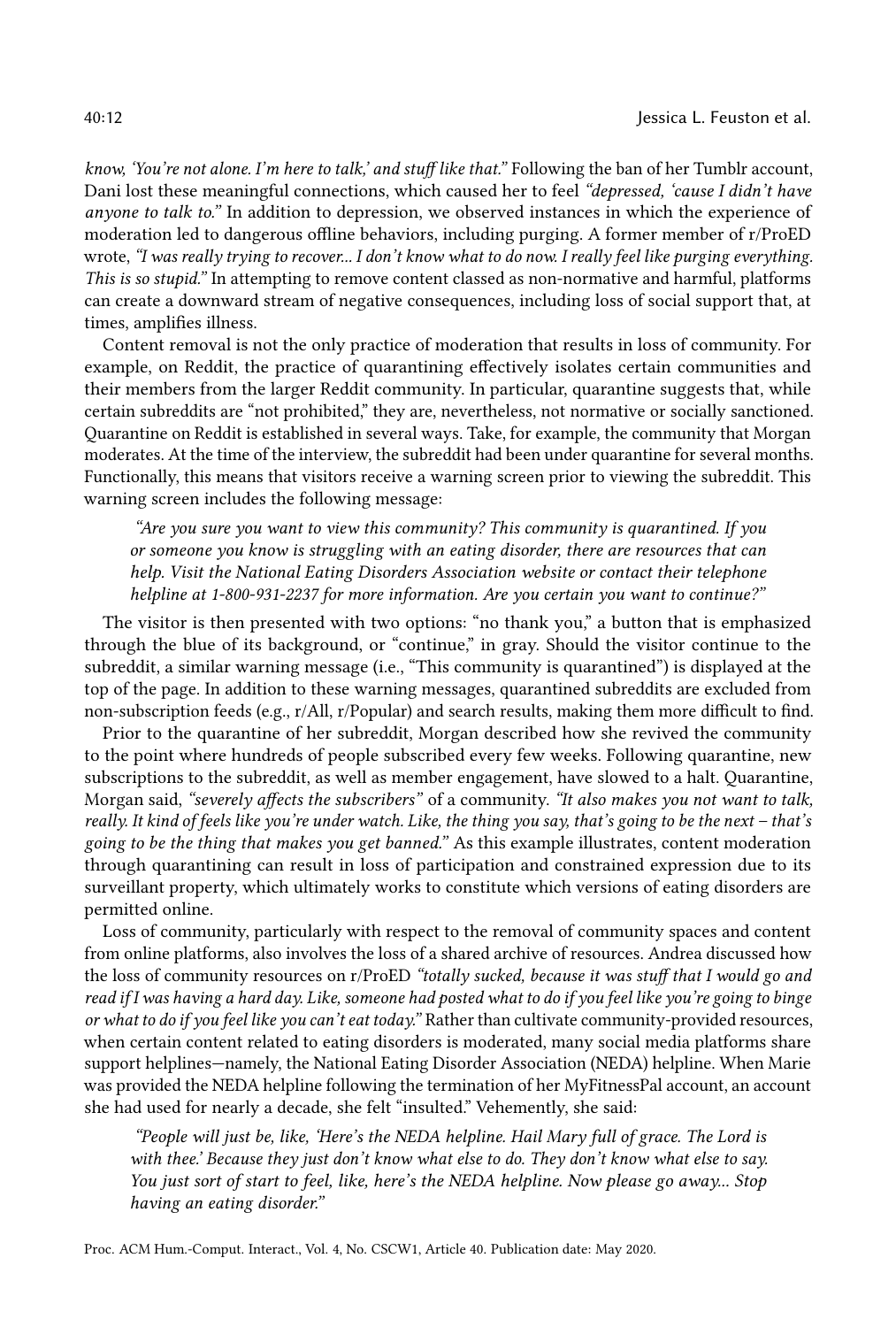*know, 'You're not alone. I'm here to talk,' and stuff like that."* Following the ban of her Tumblr account, Dani lost these meaningful connections, which caused her to feel *"depressed, 'cause I didn't have anyone to talk to."* In addition to depression, we observed instances in which the experience of moderation led to dangerous offline behaviors, including purging. A former member of r/ProED wrote, *"I was really trying to recover... I don't know what to do now. I really feel like purging everything. This is so stupid."* In attempting to remove content classed as non-normative and harmful, platforms can create a downward stream of negative consequences, including loss of social support that, at times, amplifies illness.

Content removal is not the only practice of moderation that results in loss of community. For example, on Reddit, the practice of quarantining effectively isolates certain communities and their members from the larger Reddit community. In particular, quarantine suggests that, while certain subreddits are "not prohibited," they are, nevertheless, not normative or socially sanctioned. Quarantine on Reddit is established in several ways. Take, for example, the community that Morgan moderates. At the time of the interview, the subreddit had been under quarantine for several months. Functionally, this means that visitors receive a warning screen prior to viewing the subreddit. This warning screen includes the following message:

> *"Are you sure you want to view this community? This community is quarantined. If you or someone you know is struggling with an eating disorder, there are resources that can help. Visit the National Eating Disorders Association website or contact their telephone helpline at 1-800-931-2237 for more information. Are you certain you want to continue?"*

The visitor is then presented with two options: "no thank you," a button that is emphasized through the blue of its background, or "continue," in gray. Should the visitor continue to the subreddit, a similar warning message (i.e., "This community is quarantined") is displayed at the top of the page. In addition to these warning messages, quarantined subreddits are excluded from non-subscription feeds (e.g., r/All, r/Popular) and search results, making them more difficult to find.

Prior to the quarantine of her subreddit, Morgan described how she revived the community to the point where hundreds of people subscribed every few weeks. Following quarantine, new subscriptions to the subreddit, as well as member engagement, have slowed to a halt. Quarantine, Morgan said, *"severely affects the subscribers"* of a community. *"It also makes you not want to talk, really. It kind of feels like you're under watch. Like, the thing you say, that's going to be the next – that's going to be the thing that makes you get banned."* As this example illustrates, content moderation through quarantining can result in loss of participation and constrained expression due to its surveillant property, which ultimately works to constitute which versions of eating disorders are permitted online.

Loss of community, particularly with respect to the removal of community spaces and content from online platforms, also involves the loss of a shared archive of resources. Andrea discussed how the loss of community resources on r/ProED *"totally sucked, because it was stuff that I would go and read if I was having a hard day. Like, someone had posted what to do if you feel like you're going to binge or what to do if you feel like you can't eat today."* Rather than cultivate community-provided resources, when certain content related to eating disorders is moderated, many social media platforms share support helplines—namely, the National Eating Disorder Association (NEDA) helpline. When Marie was provided the NEDA helpline following the termination of her MyFitnessPal account, an account she had used for nearly a decade, she felt "insulted." Vehemently, she said:

> *"People will just be, like, 'Here's the NEDA helpline. Hail Mary full of grace. The Lord is with thee.' Because they just don't know what else to do. They don't know what else to say. You just sort of start to feel, like, here's the NEDA helpline. Now please go away... Stop having an eating disorder."*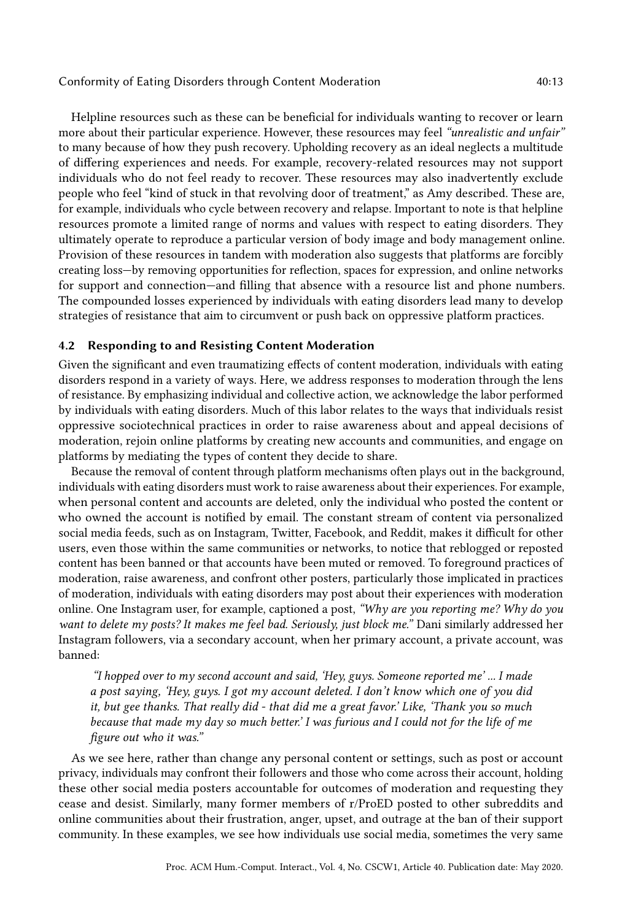Helpline resources such as these can be beneficial for individuals wanting to recover or learn more about their particular experience. However, these resources may feel *"unrealistic and unfair"* to many because of how they push recovery. Upholding recovery as an ideal neglects a multitude of differing experiences and needs. For example, recovery-related resources may not support individuals who do not feel ready to recover. These resources may also inadvertently exclude people who feel "kind of stuck in that revolving door of treatment," as Amy described. These are, for example, individuals who cycle between recovery and relapse. Important to note is that helpline resources promote a limited range of norms and values with respect to eating disorders. They ultimately operate to reproduce a particular version of body image and body management online. Provision of these resources in tandem with moderation also suggests that platforms are forcibly creating loss—by removing opportunities for reflection, spaces for expression, and online networks for support and connection—and filling that absence with a resource list and phone numbers. The compounded losses experienced by individuals with eating disorders lead many to develop strategies of resistance that aim to circumvent or push back on oppressive platform practices.

### 4.2 Responding to and Resisting Content Moderation

Given the significant and even traumatizing effects of content moderation, individuals with eating disorders respond in a variety of ways. Here, we address responses to moderation through the lens of resistance. By emphasizing individual and collective action, we acknowledge the labor performed by individuals with eating disorders. Much of this labor relates to the ways that individuals resist oppressive sociotechnical practices in order to raise awareness about and appeal decisions of moderation, rejoin online platforms by creating new accounts and communities, and engage on platforms by mediating the types of content they decide to share.

Because the removal of content through platform mechanisms often plays out in the background, individuals with eating disorders must work to raise awareness about their experiences. For example, when personal content and accounts are deleted, only the individual who posted the content or who owned the account is notified by email. The constant stream of content via personalized social media feeds, such as on Instagram, Twitter, Facebook, and Reddit, makes it difficult for other users, even those within the same communities or networks, to notice that reblogged or reposted content has been banned or that accounts have been muted or removed. To foreground practices of moderation, raise awareness, and confront other posters, particularly those implicated in practices of moderation, individuals with eating disorders may post about their experiences with moderation online. One Instagram user, for example, captioned a post, *"Why are you reporting me? Why do you want to delete my posts? It makes me feel bad. Seriously, just block me."* Dani similarly addressed her Instagram followers, via a secondary account, when her primary account, a private account, was banned:

> *"I hopped over to my second account and said, 'Hey, guys. Someone reported me' ... I made a post saying, 'Hey, guys. I got my account deleted. I don't know which one of you did it, but gee thanks. That really did - that did me a great favor.' Like, 'Thank you so much because that made my day so much better.' I was furious and I could not for the life of me figure out who it was."*

As we see here, rather than change any personal content or settings, such as post or account privacy, individuals may confront their followers and those who come across their account, holding these other social media posters accountable for outcomes of moderation and requesting they cease and desist. Similarly, many former members of r/ProED posted to other subreddits and online communities about their frustration, anger, upset, and outrage at the ban of their support community. In these examples, we see how individuals use social media, sometimes the very same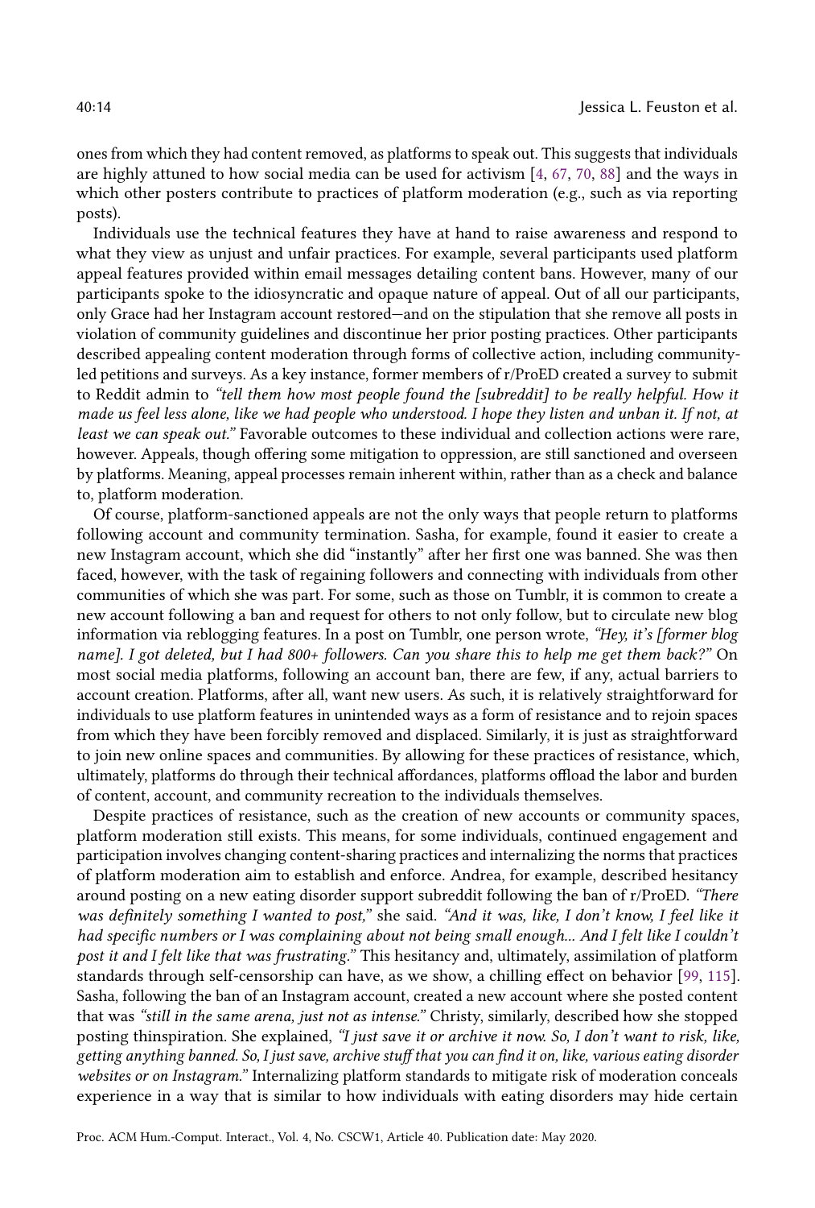ones from which they had content removed, as platforms to speak out. This suggests that individuals are highly attuned to how social media can be used for activism [4, 67, 70, 88] and the ways in which other posters contribute to practices of platform moderation (e.g., such as via reporting posts).

Individuals use the technical features they have at hand to raise awareness and respond to what they view as unjust and unfair practices. For example, several participants used platform appeal features provided within email messages detailing content bans. However, many of our participants spoke to the idiosyncratic and opaque nature of appeal. Out of all our participants, only Grace had her Instagram account restored—and on the stipulation that she remove all posts in violation of community guidelines and discontinue her prior posting practices. Other participants described appealing content moderation through forms of collective action, including community-led petitions and surveys. As a key instance, former members of r/ProED created a survey to submit to Reddit admin to *"tell them how most people found the [subreddit] to be really helpful. How it made us feel less alone, like we had people who understood. I hope they listen and unban it. If not, at least we can speak out."* Favorable outcomes to these individual and collection actions were rare, however. Appeals, though offering some mitigation to oppression, are still sanctioned and overseen by platforms. Meaning, appeal processes remain inherent within, rather than as a check and balance to, platform moderation.

Of course, platform-sanctioned appeals are not the only ways that people return to platforms following account and community termination. Sasha, for example, found it easier to create a new Instagram account, which she did "instantly" after her first one was banned. She was then faced, however, with the task of regaining followers and connecting with individuals from other communities of which she was part. For some, such as those on Tumblr, it is common to create a new account following a ban and request for others to not only follow, but to circulate new blog information via reblogging features. In a post on Tumblr, one person wrote, *"Hey, it's [former blog name]. I got deleted, but I had 800+ followers. Can you share this to help me get them back?"* On most social media platforms, following an account ban, there are few, if any, actual barriers to account creation. Platforms, after all, want new users. As such, it is relatively straightforward for individuals to use platform features in unintended ways as a form of resistance and to rejoin spaces from which they have been forcibly removed and displaced. Similarly, it is just as straightforward to join new online spaces and communities. By allowing for these practices of resistance, which, ultimately, platforms do through their technical affordances, platforms offload the labor and burden of content, account, and community recreation to the individuals themselves.

Despite practices of resistance, such as the creation of new accounts or community spaces, platform moderation still exists. This means, for some individuals, continued engagement and participation involves changing content-sharing practices and internalizing the norms that practices of platform moderation aim to establish and enforce. Andrea, for example, described hesitancy around posting on a new eating disorder support subreddit following the ban of r/ProED. *"There was definitely something I wanted to post,"* she said. *"And it was, like, I don't know, I feel like it had specific numbers or I was complaining about not being small enough... And I felt like I couldn't post it and I felt like that was frustrating."* This hesitancy and, ultimately, assimilation of platform standards through self-censorship can have, as we show, a chilling effect on behavior [99, 115]. Sasha, following the ban of an Instagram account, created a new account where she posted content that was *"still in the same arena, just not as intense."* Christy, similarly, described how she stopped posting thinspiration. She explained, *"I just save it or archive it now. So, I don't want to risk, like, getting anything banned. So, I just save, archive stuff that you can find it on, like, various eating disorder websites or on Instagram."* Internalizing platform standards to mitigate risk of moderation conceals experience in a way that is similar to how individuals with eating disorders may hide certain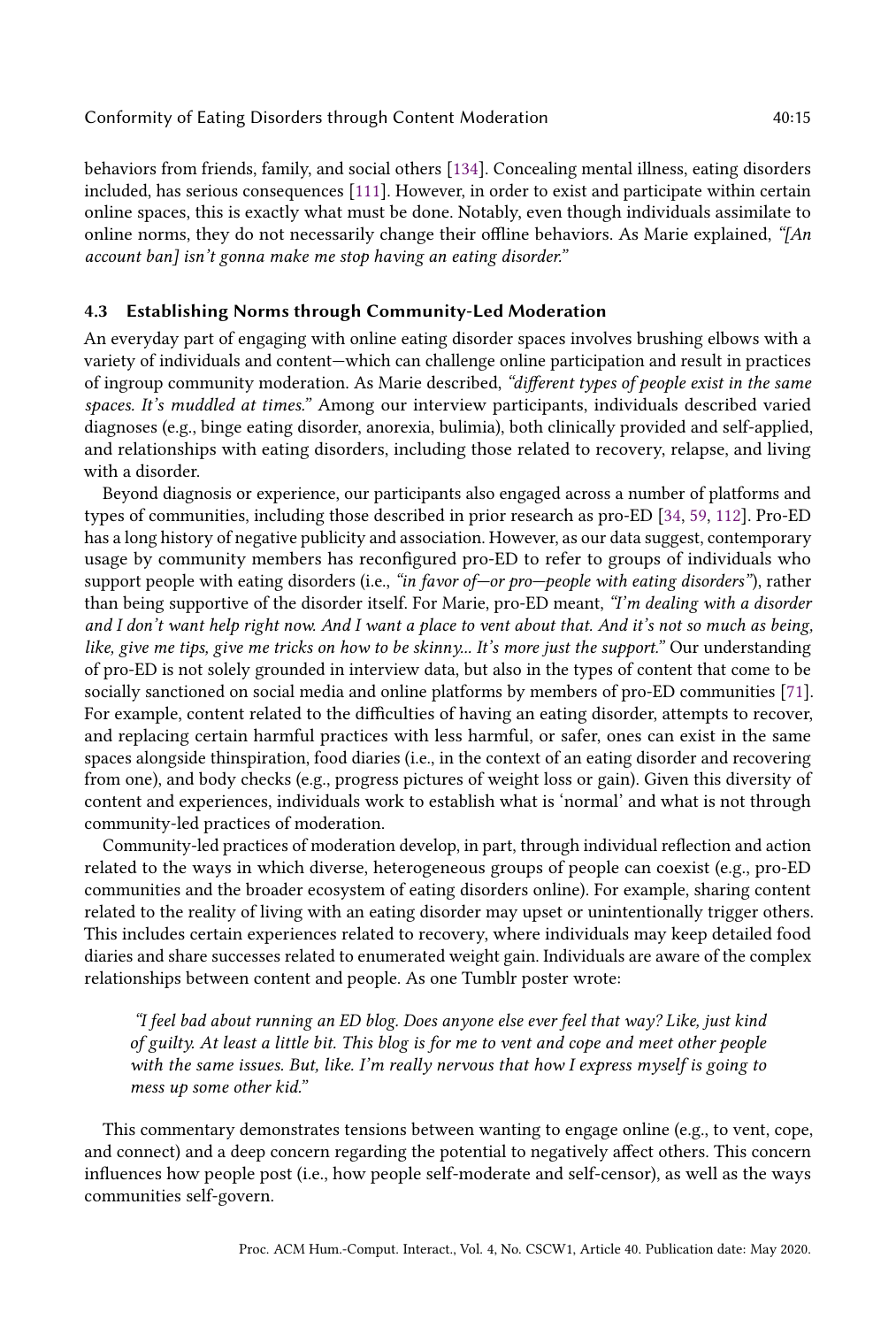behaviors from friends, family, and social others [134]. Concealing mental illness, eating disorders included, has serious consequences [111]. However, in order to exist and participate within certain online spaces, this is exactly what must be done. Notably, even though individuals assimilate to online norms, they do not necessarily change their offline behaviors. As Marie explained, *"[An account ban] isn't gonna make me stop having an eating disorder."*

### 4.3 Establishing Norms through Community-Led Moderation

An everyday part of engaging with online eating disorder spaces involves brushing elbows with a variety of individuals and content—which can challenge online participation and result in practices of ingroup community moderation. As Marie described, *"different types of people exist in the same spaces. It's muddled at times."* Among our interview participants, individuals described varied diagnoses (e.g., binge eating disorder, anorexia, bulimia), both clinically provided and self-applied, and relationships with eating disorders, including those related to recovery, relapse, and living with a disorder.

Beyond diagnosis or experience, our participants also engaged across a number of platforms and types of communities, including those described in prior research as pro-ED [34, 59, 112]. Pro-ED has a long history of negative publicity and association. However, as our data suggest, contemporary usage by community members has reconfigured pro-ED to refer to groups of individuals who support people with eating disorders (i.e., *"in favor of—or pro—people with eating disorders"*), rather than being supportive of the disorder itself. For Marie, pro-ED meant, *"I'm dealing with a disorder and I don't want help right now. And I want a place to vent about that. And it's not so much as being, like, give me tips, give me tricks on how to be skinny... It's more just the support."* Our understanding of pro-ED is not solely grounded in interview data, but also in the types of content that come to be socially sanctioned on social media and online platforms by members of pro-ED communities [71]. For example, content related to the difficulties of having an eating disorder, attempts to recover, and replacing certain harmful practices with less harmful, or safer, ones can exist in the same spaces alongside thinspiration, food diaries (i.e., in the context of an eating disorder and recovering from one), and body checks (e.g., progress pictures of weight loss or gain). Given this diversity of content and experiences, individuals work to establish what is 'normal' and what is not through community-led practices of moderation.

Community-led practices of moderation develop, in part, through individual reflection and action related to the ways in which diverse, heterogeneous groups of people can coexist (e.g., pro-ED communities and the broader ecosystem of eating disorders online). For example, sharing content related to the reality of living with an eating disorder may upset or unintentionally trigger others. This includes certain experiences related to recovery, where individuals may keep detailed food diaries and share successes related to enumerated weight gain. Individuals are aware of the complex relationships between content and people. As one Tumblr poster wrote:

> *"I feel bad about running an ED blog. Does anyone else ever feel that way? Like, just kind of guilty. At least a little bit. This blog is for me to vent and cope and meet other people with the same issues. But, like. I'm really nervous that how I express myself is going to mess up some other kid."*

This commentary demonstrates tensions between wanting to engage online (e.g., to vent, cope, and connect) and a deep concern regarding the potential to negatively affect others. This concern influences how people post (i.e., how people self-moderate and self-censor), as well as the ways communities self-govern.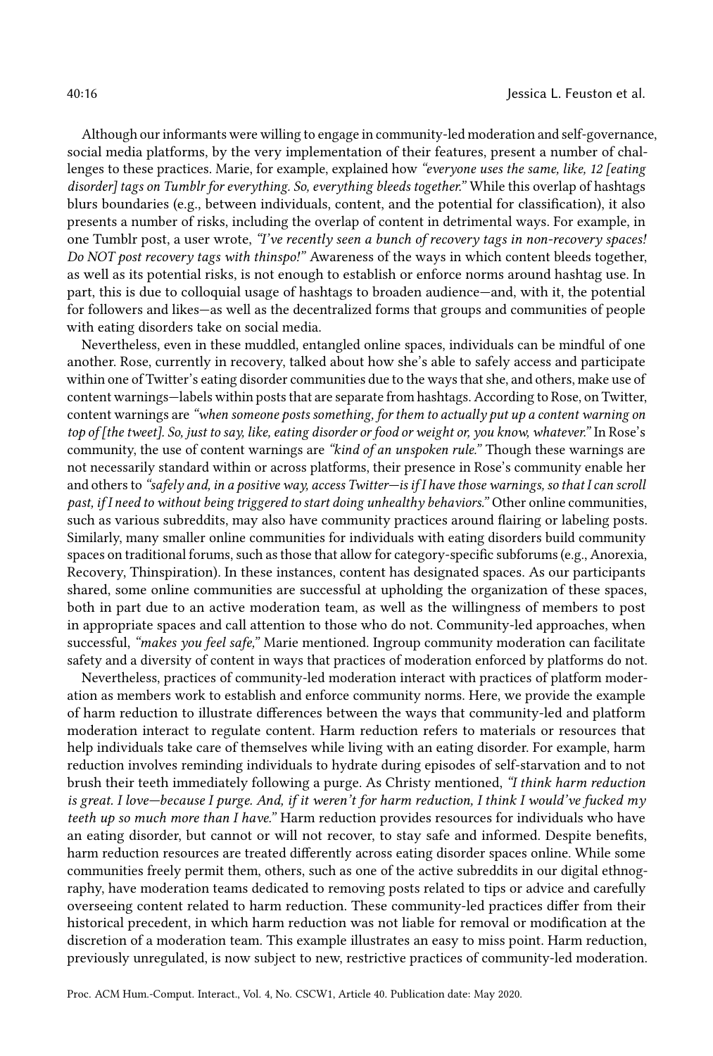Although our informants were willing to engage in community-led moderation and self-governance, social media platforms, by the very implementation of their features, present a number of challenges to these practices. Marie, for example, explained how *"everyone uses the same, like, 12 [eating disorder] tags on Tumblr for everything. So, everything bleeds together."* While this overlap of hashtags blurs boundaries (e.g., between individuals, content, and the potential for classification), it also presents a number of risks, including the overlap of content in detrimental ways. For example, in one Tumblr post, a user wrote, *"I've recently seen a bunch of recovery tags in non-recovery spaces! Do NOT post recovery tags with thinspo!"* Awareness of the ways in which content bleeds together, as well as its potential risks, is not enough to establish or enforce norms around hashtag use. In part, this is due to colloquial usage of hashtags to broaden audience—and, with it, the potential for followers and likes—as well as the decentralized forms that groups and communities of people with eating disorders take on social media.

Nevertheless, even in these muddled, entangled online spaces, individuals can be mindful of one another. Rose, currently in recovery, talked about how she's able to safely access and participate within one of Twitter's eating disorder communities due to the ways that she, and others, make use of content warnings—labels within posts that are separate from hashtags. According to Rose, on Twitter, content warnings are *"when someone posts something, for them to actually put up a content warning on top of [the tweet]. So, just to say, like, eating disorder or food or weight or, you know, whatever."* In Rose's community, the use of content warnings are *"kind of an unspoken rule."* Though these warnings are not necessarily standard within or across platforms, their presence in Rose's community enable her and others to *"safely and, in a positive way, access Twitter—is if I have those warnings, so that I can scroll past, if I need to without being triggered to start doing unhealthy behaviors."* Other online communities, such as various subreddits, may also have community practices around flairing or labeling posts. Similarly, many smaller online communities for individuals with eating disorders build community spaces on traditional forums, such as those that allow for category-specific subforums (e.g., Anorexia, Recovery, Thinspiration). In these instances, content has designated spaces. As our participants shared, some online communities are successful at upholding the organization of these spaces, both in part due to an active moderation team, as well as the willingness of members to post in appropriate spaces and call attention to those who do not. Community-led approaches, when successful, *"makes you feel safe,"* Marie mentioned. Ingroup community moderation can facilitate safety and a diversity of content in ways that practices of moderation enforced by platforms do not.

Nevertheless, practices of community-led moderation interact with practices of platform moderation as members work to establish and enforce community norms. Here, we provide the example of harm reduction to illustrate differences between the ways that community-led and platform moderation interact to regulate content. Harm reduction refers to materials or resources that help individuals take care of themselves while living with an eating disorder. For example, harm reduction involves reminding individuals to hydrate during episodes of self-starvation and to not brush their teeth immediately following a purge. As Christy mentioned, *"I think harm reduction is great. I love—because I purge. And, if it weren't for harm reduction, I think I would've fucked my teeth up so much more than I have."* Harm reduction provides resources for individuals who have an eating disorder, but cannot or will not recover, to stay safe and informed. Despite benefits, harm reduction resources are treated differently across eating disorder spaces online. While some communities freely permit them, others, such as one of the active subreddits in our digital ethnography, have moderation teams dedicated to removing posts related to tips or advice and carefully overseeing content related to harm reduction. These community-led practices differ from their historical precedent, in which harm reduction was not liable for removal or modification at the discretion of a moderation team. This example illustrates an easy to miss point. Harm reduction, previously unregulated, is now subject to new, restrictive practices of community-led moderation.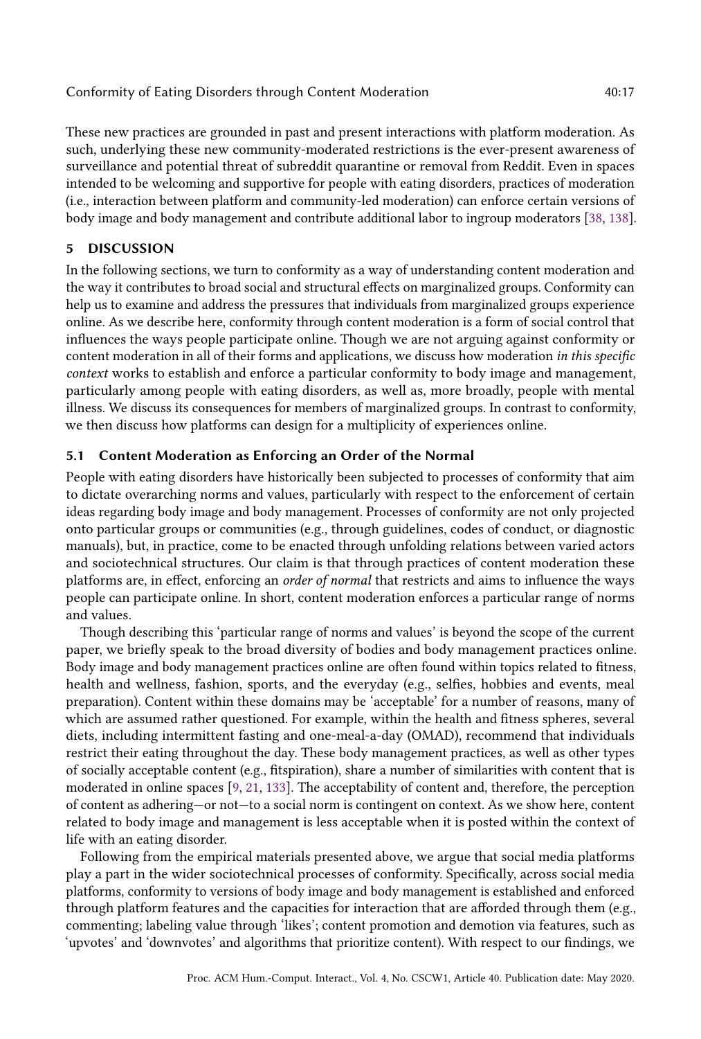These new practices are grounded in past and present interactions with platform moderation. As such, underlying these new community-moderated restrictions is the ever-present awareness of surveillance and potential threat of subreddit quarantine or removal from Reddit. Even in spaces intended to be welcoming and supportive for people with eating disorders, practices of moderation (i.e., interaction between platform and community-led moderation) can enforce certain versions of body image and body management and contribute additional labor to ingroup moderators [38, 138].

## 5 DISCUSSION

In the following sections, we turn to conformity as a way of understanding content moderation and the way it contributes to broad social and structural effects on marginalized groups. Conformity can help us to examine and address the pressures that individuals from marginalized groups experience online. As we describe here, conformity through content moderation is a form of social control that influences the ways people participate online. Though we are not arguing against conformity or content moderation in all of their forms and applications, we discuss how moderation *in this specific context* works to establish and enforce a particular conformity to body image and management, particularly among people with eating disorders, as well as, more broadly, people with mental illness. We discuss its consequences for members of marginalized groups. In contrast to conformity, we then discuss how platforms can design for a multiplicity of experiences online.

### 5.1 Content Moderation as Enforcing an Order of the Normal

People with eating disorders have historically been subjected to processes of conformity that aim to dictate overarching norms and values, particularly with respect to the enforcement of certain ideas regarding body image and body management. Processes of conformity are not only projected onto particular groups or communities (e.g., through guidelines, codes of conduct, or diagnostic manuals), but, in practice, come to be enacted through unfolding relations between varied actors and sociotechnical structures. Our claim is that through practices of content moderation these platforms are, in effect, enforcing an *order of normal* that restricts and aims to influence the ways people can participate online. In short, content moderation enforces a particular range of norms and values.

Though describing this 'particular range of norms and values' is beyond the scope of the current paper, we briefly speak to the broad diversity of bodies and body management practices online. Body image and body management practices online are often found within topics related to fitness, health and wellness, fashion, sports, and the everyday (e.g., selfies, hobbies and events, meal preparation). Content within these domains may be 'acceptable' for a number of reasons, many of which are assumed rather questioned. For example, within the health and fitness spheres, several diets, including intermittent fasting and one-meal-a-day (OMAD), recommend that individuals restrict their eating throughout the day. These body management practices, as well as other types of socially acceptable content (e.g., fitspiration), share a number of similarities with content that is moderated in online spaces [9, 21, 133]. The acceptability of content and, therefore, the perception of content as adhering—or not—to a social norm is contingent on context. As we show here, content related to body image and management is less acceptable when it is posted within the context of life with an eating disorder.

Following from the empirical materials presented above, we argue that social media platforms play a part in the wider sociotechnical processes of conformity. Specifically, across social media platforms, conformity to versions of body image and body management is established and enforced through platform features and the capacities for interaction that are afforded through them (e.g., commenting; labeling value through 'likes'; content promotion and demotion via features, such as 'upvotes' and 'downvotes' and algorithms that prioritize content). With respect to our findings, we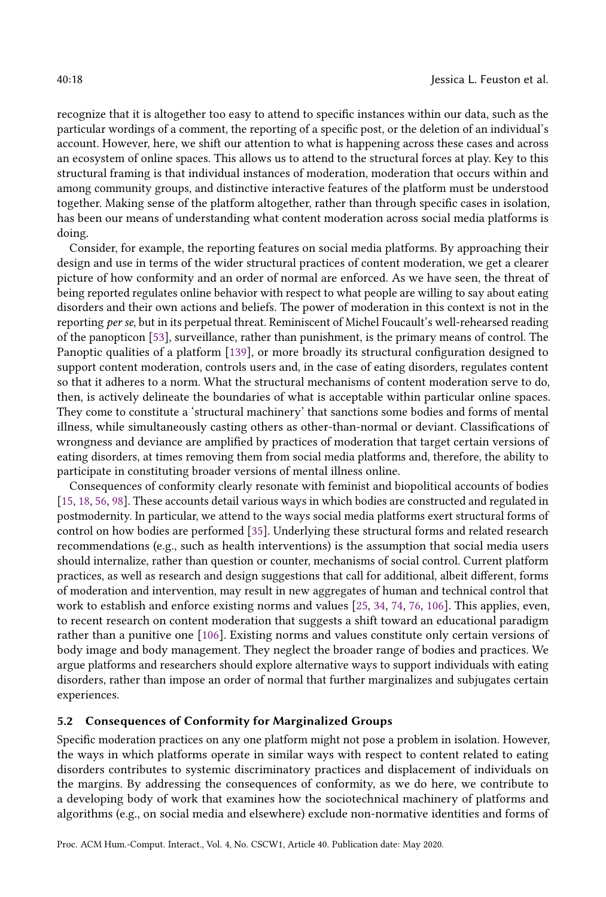recognize that it is altogether too easy to attend to specific instances within our data, such as the particular wordings of a comment, the reporting of a specific post, or the deletion of an individual's account. However, here, we shift our attention to what is happening across these cases and across an ecosystem of online spaces. This allows us to attend to the structural forces at play. Key to this structural framing is that individual instances of moderation, moderation that occurs within and among community groups, and distinctive interactive features of the platform must be understood together. Making sense of the platform altogether, rather than through specific cases in isolation, has been our means of understanding what content moderation across social media platforms is doing.

Consider, for example, the reporting features on social media platforms. By approaching their design and use in terms of the wider structural practices of content moderation, we get a clearer picture of how conformity and an order of normal are enforced. As we have seen, the threat of being reported regulates online behavior with respect to what people are willing to say about eating disorders and their own actions and beliefs. The power of moderation in this context is not in the reporting *per se*, but in its perpetual threat. Reminiscent of Michel Foucault's well-rehearsed reading of the panopticon [53], surveillance, rather than punishment, is the primary means of control. The Panoptic qualities of a platform [139], or more broadly its structural configuration designed to support content moderation, controls users and, in the case of eating disorders, regulates content so that it adheres to a norm. What the structural mechanisms of content moderation serve to do, then, is actively delineate the boundaries of what is acceptable within particular online spaces. They come to constitute a 'structural machinery' that sanctions some bodies and forms of mental illness, while simultaneously casting others as other-than-normal or deviant. Classifications of wrongness and deviance are amplified by practices of moderation that target certain versions of eating disorders, at times removing them from social media platforms and, therefore, the ability to participate in constituting broader versions of mental illness online.

Consequences of conformity clearly resonate with feminist and biopolitical accounts of bodies [15, 18, 56, 98]. These accounts detail various ways in which bodies are constructed and regulated in postmodernity. In particular, we attend to the ways social media platforms exert structural forms of control on how bodies are performed [35]. Underlying these structural forms and related research recommendations (e.g., such as health interventions) is the assumption that social media users should internalize, rather than question or counter, mechanisms of social control. Current platform practices, as well as research and design suggestions that call for additional, albeit different, forms of moderation and intervention, may result in new aggregates of human and technical control that work to establish and enforce existing norms and values [25, 34, 74, 76, 106]. This applies, even, to recent research on content moderation that suggests a shift toward an educational paradigm rather than a punitive one [106]. Existing norms and values constitute only certain versions of body image and body management. They neglect the broader range of bodies and practices. We argue platforms and researchers should explore alternative ways to support individuals with eating disorders, rather than impose an order of normal that further marginalizes and subjugates certain experiences.

### 5.2 Consequences of Conformity for Marginalized Groups

Specific moderation practices on any one platform might not pose a problem in isolation. However, the ways in which platforms operate in similar ways with respect to content related to eating disorders contributes to systemic discriminatory practices and displacement of individuals on the margins. By addressing the consequences of conformity, as we do here, we contribute to a developing body of work that examines how the sociotechnical machinery of platforms and algorithms (e.g., on social media and elsewhere) exclude non-normative identities and forms of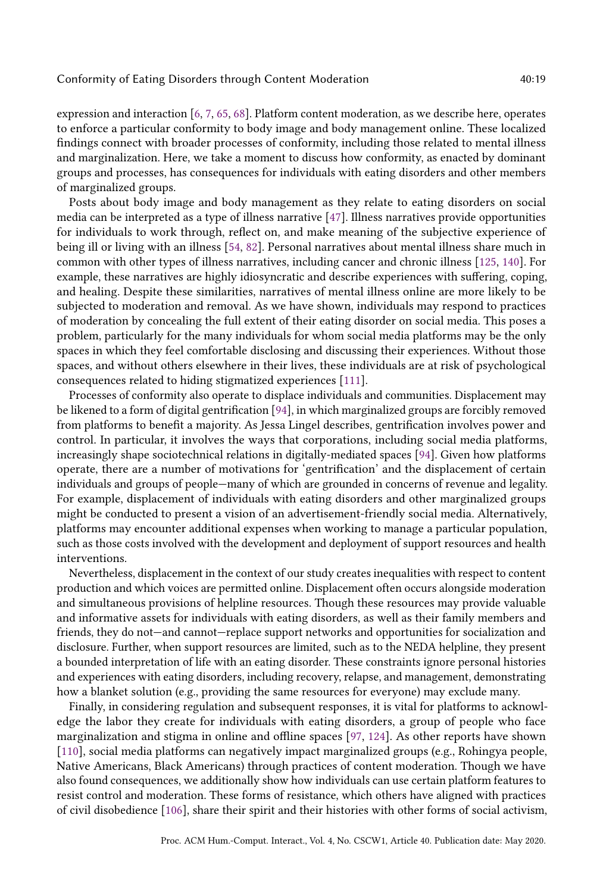expression and interaction [6, 7, 65, 68]. Platform content moderation, as we describe here, operates to enforce a particular conformity to body image and body management online. These localized findings connect with broader processes of conformity, including those related to mental illness and marginalization. Here, we take a moment to discuss how conformity, as enacted by dominant groups and processes, has consequences for individuals with eating disorders and other members of marginalized groups.

Posts about body image and body management as they relate to eating disorders on social media can be interpreted as a type of illness narrative [47]. Illness narratives provide opportunities for individuals to work through, reflect on, and make meaning of the subjective experience of being ill or living with an illness [54, 82]. Personal narratives about mental illness share much in common with other types of illness narratives, including cancer and chronic illness [125, 140]. For example, these narratives are highly idiosyncratic and describe experiences with suffering, coping, and healing. Despite these similarities, narratives of mental illness online are more likely to be subjected to moderation and removal. As we have shown, individuals may respond to practices of moderation by concealing the full extent of their eating disorder on social media. This poses a problem, particularly for the many individuals for whom social media platforms may be the only spaces in which they feel comfortable disclosing and discussing their experiences. Without those spaces, and without others elsewhere in their lives, these individuals are at risk of psychological consequences related to hiding stigmatized experiences [111].

Processes of conformity also operate to displace individuals and communities. Displacement may be likened to a form of digital gentrification [94], in which marginalized groups are forcibly removed from platforms to benefit a majority. As Jessa Lingel describes, gentrification involves power and control. In particular, it involves the ways that corporations, including social media platforms, increasingly shape sociotechnical relations in digitally-mediated spaces [94]. Given how platforms operate, there are a number of motivations for 'gentrification' and the displacement of certain individuals and groups of people—many of which are grounded in concerns of revenue and legality. For example, displacement of individuals with eating disorders and other marginalized groups might be conducted to present a vision of an advertisement-friendly social media. Alternatively, platforms may encounter additional expenses when working to manage a particular population, such as those costs involved with the development and deployment of support resources and health interventions.

Nevertheless, displacement in the context of our study creates inequalities with respect to content production and which voices are permitted online. Displacement often occurs alongside moderation and simultaneous provisions of helpline resources. Though these resources may provide valuable and informative assets for individuals with eating disorders, as well as their family members and friends, they do not—and cannot—replace support networks and opportunities for socialization and disclosure. Further, when support resources are limited, such as to the NEDA helpline, they present a bounded interpretation of life with an eating disorder. These constraints ignore personal histories and experiences with eating disorders, including recovery, relapse, and management, demonstrating how a blanket solution (e.g., providing the same resources for everyone) may exclude many.

Finally, in considering regulation and subsequent responses, it is vital for platforms to acknowledge the labor they create for individuals with eating disorders, a group of people who face marginalization and stigma in online and offline spaces [97, 124]. As other reports have shown [110], social media platforms can negatively impact marginalized groups (e.g., Rohingya people, Native Americans, Black Americans) through practices of content moderation. Though we have also found consequences, we additionally show how individuals can use certain platform features to resist control and moderation. These forms of resistance, which others have aligned with practices of civil disobedience [106], share their spirit and their histories with other forms of social activism,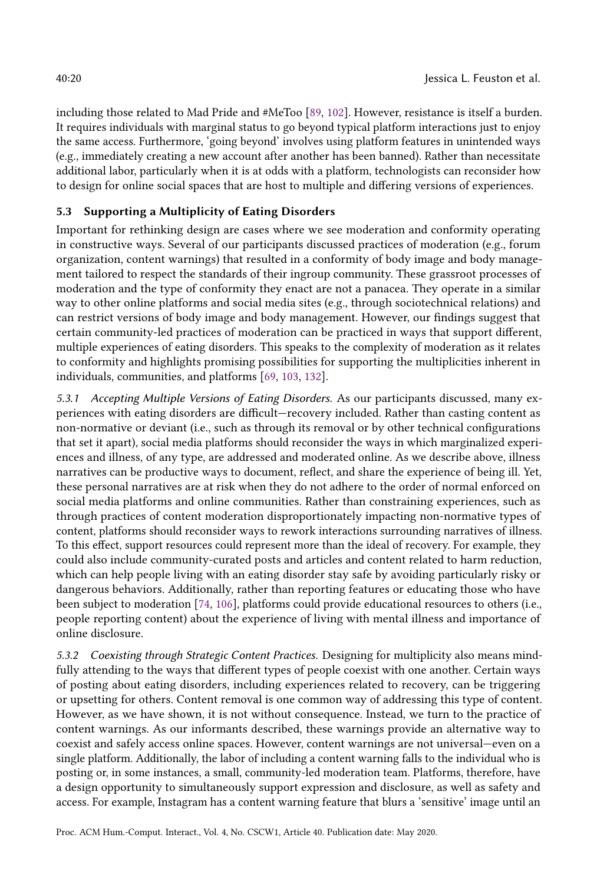including those related to Mad Pride and #MeToo [89, 102]. However, resistance is itself a burden. It requires individuals with marginal status to go beyond typical platform interactions just to enjoy the same access. Furthermore, 'going beyond' involves using platform features in unintended ways (e.g., immediately creating a new account after another has been banned). Rather than necessitate additional labor, particularly when it is at odds with a platform, technologists can reconsider how to design for online social spaces that are host to multiple and differing versions of experiences.

### 5.3 Supporting a Multiplicity of Eating Disorders

Important for rethinking design are cases where we see moderation and conformity operating in constructive ways. Several of our participants discussed practices of moderation (e.g., forum organization, content warnings) that resulted in a conformity of body image and body management tailored to respect the standards of their ingroup community. These grassroot processes of moderation and the type of conformity they enact are not a panacea. They operate in a similar way to other online platforms and social media sites (e.g., through sociotechnical relations) and can restrict versions of body image and body management. However, our findings suggest that certain community-led practices of moderation can be practiced in ways that support different, multiple experiences of eating disorders. This speaks to the complexity of moderation as it relates to conformity and highlights promising possibilities for supporting the multiplicities inherent in individuals, communities, and platforms [69, 103, 132].

*5.3.1 Accepting Multiple Versions of Eating Disorders.* As our participants discussed, many experiences with eating disorders are difficult—recovery included. Rather than casting content as non-normative or deviant (i.e., such as through its removal or by other technical configurations that set it apart), social media platforms should reconsider the ways in which marginalized experiences and illness, of any type, are addressed and moderated online. As we describe above, illness narratives can be productive ways to document, reflect, and share the experience of being ill. Yet, these personal narratives are at risk when they do not adhere to the order of normal enforced on social media platforms and online communities. Rather than constraining experiences, such as through practices of content moderation disproportionately impacting non-normative types of content, platforms should reconsider ways to rework interactions surrounding narratives of illness. To this effect, support resources could represent more than the ideal of recovery. For example, they could also include community-curated posts and articles and content related to harm reduction, which can help people living with an eating disorder stay safe by avoiding particularly risky or dangerous behaviors. Additionally, rather than reporting features or educating those who have been subject to moderation [74, 106], platforms could provide educational resources to others (i.e., people reporting content) about the experience of living with mental illness and importance of online disclosure.

*5.3.2 Coexisting through Strategic Content Practices.* Designing for multiplicity also means mindfully attending to the ways that different types of people coexist with one another. Certain ways of posting about eating disorders, including experiences related to recovery, can be triggering or upsetting for others. Content removal is one common way of addressing this type of content. However, as we have shown, it is not without consequence. Instead, we turn to the practice of content warnings. As our informants described, these warnings provide an alternative way to coexist and safely access online spaces. However, content warnings are not universal—even on a single platform. Additionally, the labor of including a content warning falls to the individual who is posting or, in some instances, a small, community-led moderation team. Platforms, therefore, have a design opportunity to simultaneously support expression and disclosure, as well as safety and access. For example, Instagram has a content warning feature that blurs a 'sensitive' image until an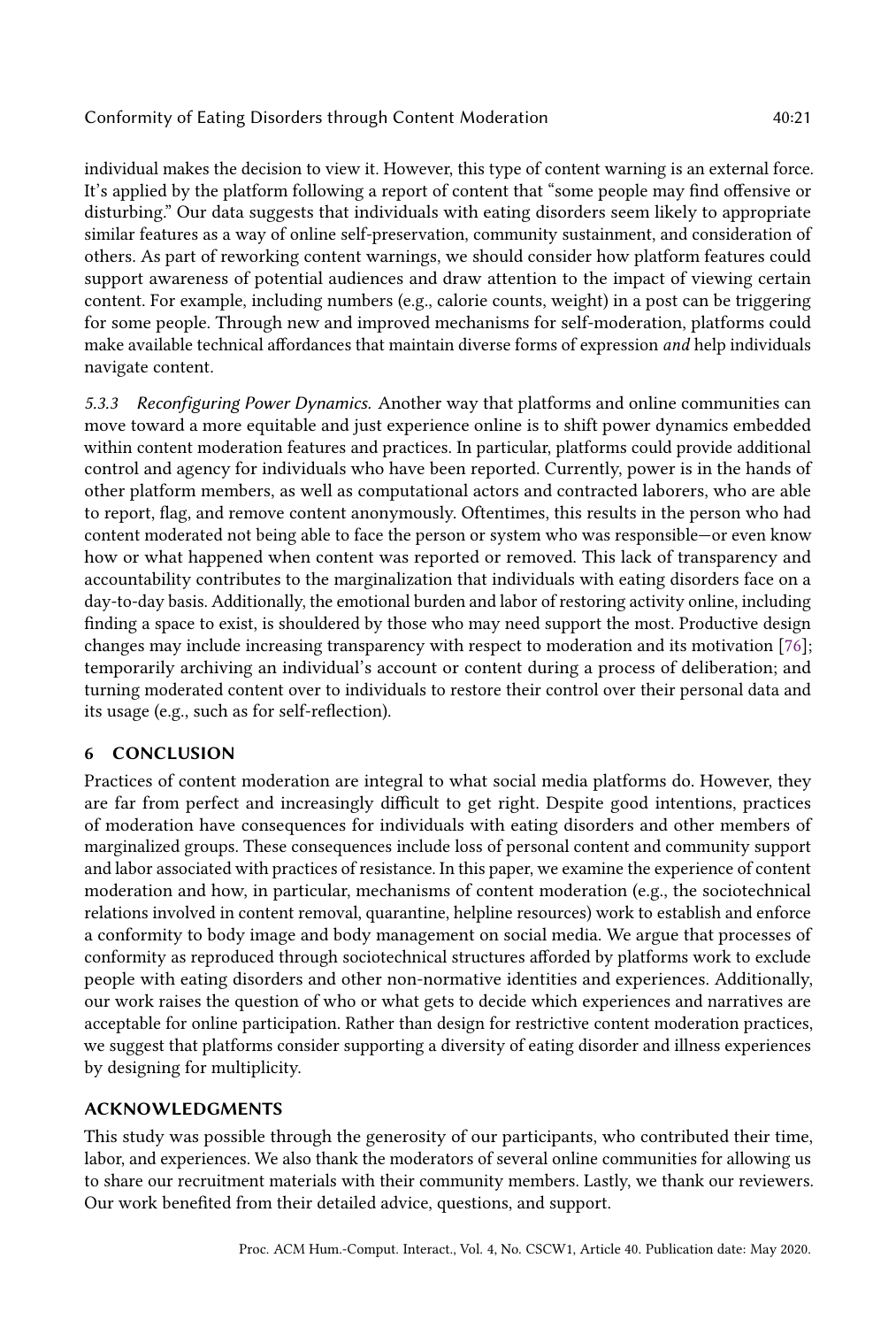individual makes the decision to view it. However, this type of content warning is an external force. It's applied by the platform following a report of content that "some people may find offensive or disturbing." Our data suggests that individuals with eating disorders seem likely to appropriate similar features as a way of online self-preservation, community sustainment, and consideration of others. As part of reworking content warnings, we should consider how platform features could support awareness of potential audiences and draw attention to the impact of viewing certain content. For example, including numbers (e.g., calorie counts, weight) in a post can be triggering for some people. Through new and improved mechanisms for self-moderation, platforms could make available technical affordances that maintain diverse forms of expression *and* help individuals navigate content.

*5.3.3 Reconfiguring Power Dynamics.* Another way that platforms and online communities can move toward a more equitable and just experience online is to shift power dynamics embedded within content moderation features and practices. In particular, platforms could provide additional control and agency for individuals who have been reported. Currently, power is in the hands of other platform members, as well as computational actors and contracted laborers, who are able to report, flag, and remove content anonymously. Oftentimes, this results in the person who had content moderated not being able to face the person or system who was responsible—or even know how or what happened when content was reported or removed. This lack of transparency and accountability contributes to the marginalization that individuals with eating disorders face on a day-to-day basis. Additionally, the emotional burden and labor of restoring activity online, including finding a space to exist, is shouldered by those who may need support the most. Productive design changes may include increasing transparency with respect to moderation and its motivation [76]; temporarily archiving an individual's account or content during a process of deliberation; and turning moderated content over to individuals to restore their control over their personal data and its usage (e.g., such as for self-reflection).

## 6 CONCLUSION

Practices of content moderation are integral to what social media platforms do. However, they are far from perfect and increasingly difficult to get right. Despite good intentions, practices of moderation have consequences for individuals with eating disorders and other members of marginalized groups. These consequences include loss of personal content and community support and labor associated with practices of resistance. In this paper, we examine the experience of content moderation and how, in particular, mechanisms of content moderation (e.g., the sociotechnical relations involved in content removal, quarantine, helpline resources) work to establish and enforce a conformity to body image and body management on social media. We argue that processes of conformity as reproduced through sociotechnical structures afforded by platforms work to exclude people with eating disorders and other non-normative identities and experiences. Additionally, our work raises the question of who or what gets to decide which experiences and narratives are acceptable for online participation. Rather than design for restrictive content moderation practices, we suggest that platforms consider supporting a diversity of eating disorder and illness experiences by designing for multiplicity.

## ACKNOWLEDGMENTS

This study was possible through the generosity of our participants, who contributed their time, labor, and experiences. We also thank the moderators of several online communities for allowing us to share our recruitment materials with their community members. Lastly, we thank our reviewers. Our work benefited from their detailed advice, questions, and support.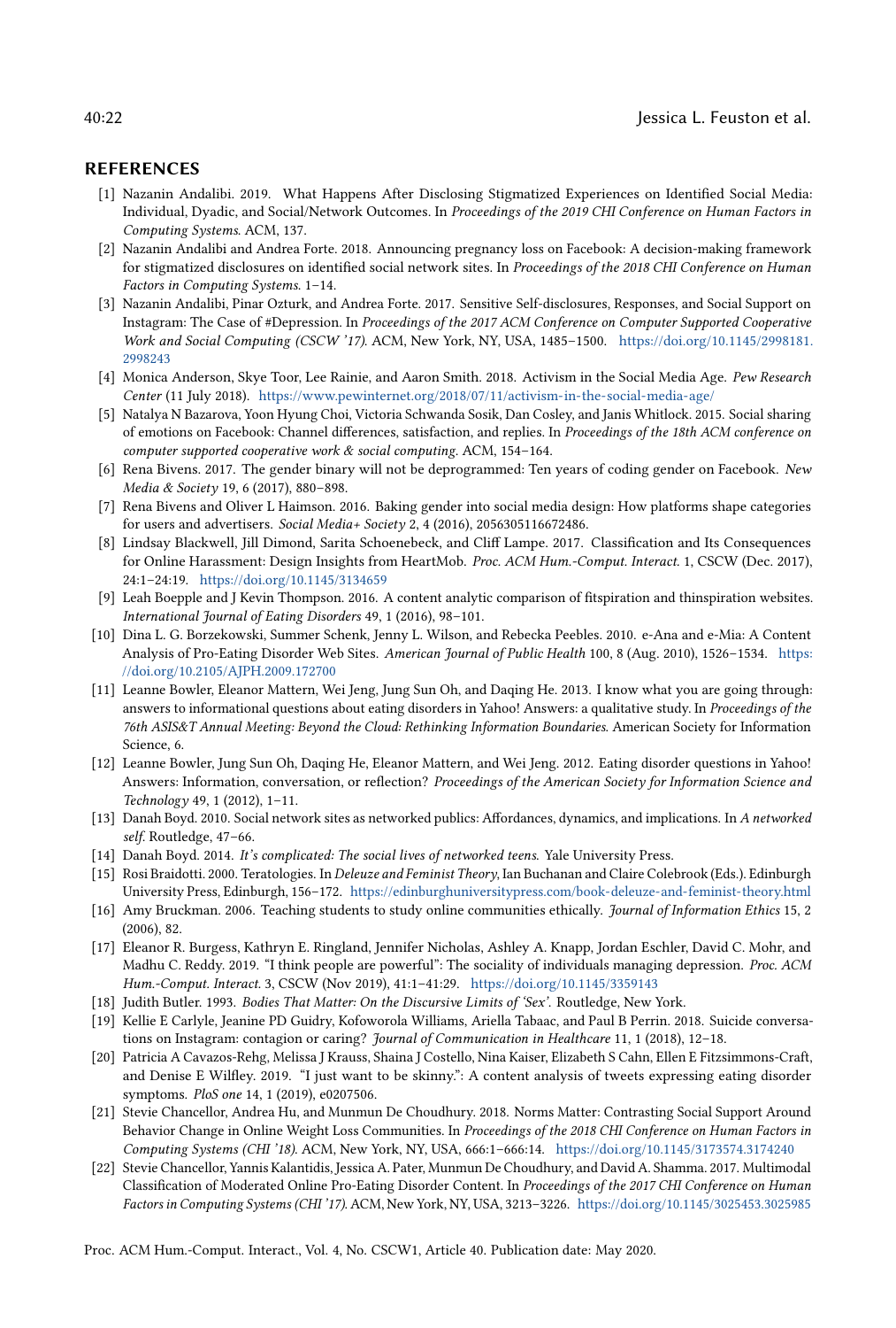## REFERENCES

[1] Nazanin Andalibi. 2019. What Happens After Disclosing Stigmatized Experiences on Identified Social Media: Individual, Dyadic, and Social/Network Outcomes. In *Proceedings of the 2019 CHI Conference on Human Factors in Computing Systems*. ACM, 137.

[2] Nazanin Andalibi and Andrea Forte. 2018. Announcing pregnancy loss on Facebook: A decision-making framework for stigmatized disclosures on identified social network sites. In *Proceedings of the 2018 CHI Conference on Human Factors in Computing Systems*. 1–14.

[3] Nazanin Andalibi, Pinar Ozturk, and Andrea Forte. 2017. Sensitive Self-disclosures, Responses, and Social Support on Instagram: The Case of #Depression. In *Proceedings of the 2017 ACM Conference on Computer Supported Cooperative Work and Social Computing (CSCW '17)*. ACM, New York, NY, USA, 1485–1500. https://doi.org/10.1145/2998181.2998243

[4] Monica Anderson, Skye Toor, Lee Rainie, and Aaron Smith. 2018. Activism in the Social Media Age. *Pew Research Center* (11 July 2018). https://www.pewinternet.org/2018/07/11/activism-in-the-social-media-age/

[5] Natalya N Bazarova, Yoon Hyung Choi, Victoria Schwanda Sosik, Dan Cosley, and Janis Whitlock. 2015. Social sharing of emotions on Facebook: Channel differences, satisfaction, and replies. In *Proceedings of the 18th ACM conference on computer supported cooperative work & social computing*. ACM, 154–164.

[6] Rena Bivens. 2017. The gender binary will not be deprogrammed: Ten years of coding gender on Facebook. *New Media & Society* 19, 6 (2017), 880–898.

[7] Rena Bivens and Oliver L Haimson. 2016. Baking gender into social media design: How platforms shape categories for users and advertisers. *Social Media+ Society* 2, 4 (2016), 2056305116672486.

[8] Lindsay Blackwell, Jill Dimond, Sarita Schoenebeck, and Cliff Lampe. 2017. Classification and Its Consequences for Online Harassment: Design Insights from HeartMob. *Proc. ACM Hum.-Comput. Interact.* 1, CSCW (Dec. 2017), 24:1–24:19. https://doi.org/10.1145/3134659

[9] Leah Boepple and J Kevin Thompson. 2016. A content analytic comparison of fitspiration and thinspiration websites. *International Journal of Eating Disorders* 49, 1 (2016), 98–101.

[10] Dina L. G. Borzekowski, Summer Schenk, Jenny L. Wilson, and Rebecka Peebles. 2010. e-Ana and e-Mia: A Content Analysis of Pro-Eating Disorder Web Sites. *American Journal of Public Health* 100, 8 (Aug. 2010), 1526–1534. https://doi.org/10.2105/AJPH.2009.172700

[11] Leanne Bowler, Eleanor Mattern, Wei Jeng, Jung Sun Oh, and Daqing He. 2013. I know what you are going through: answers to informational questions about eating disorders in Yahoo! Answers: a qualitative study. In *Proceedings of the 76th ASIS&T Annual Meeting: Beyond the Cloud: Rethinking Information Boundaries*. American Society for Information Science, 6.

[12] Leanne Bowler, Jung Sun Oh, Daqing He, Eleanor Mattern, and Wei Jeng. 2012. Eating disorder questions in Yahoo! Answers: Information, conversation, or reflection? *Proceedings of the American Society for Information Science and Technology* 49, 1 (2012), 1–11.

[13] Danah Boyd. 2010. Social network sites as networked publics: Affordances, dynamics, and implications. In *A networked self*. Routledge, 47–66.

[14] Danah Boyd. 2014. *It's complicated: The social lives of networked teens*. Yale University Press.

[15] Rosi Braidotti. 2000. Teratologies. In *Deleuze and Feminist Theory*, Ian Buchanan and Claire Colebrook (Eds.). Edinburgh University Press, Edinburgh, 156–172. https://edinburghuniversitypress.com/book-deleuze-and-feminist-theory.html

[16] Amy Bruckman. 2006. Teaching students to study online communities ethically. *Journal of Information Ethics* 15, 2 (2006), 82.

[17] Eleanor R. Burgess, Kathryn E. Ringland, Jennifer Nicholas, Ashley A. Knapp, Jordan Eschler, David C. Mohr, and Madhu C. Reddy. 2019. "I think people are powerful": The sociality of individuals managing depression. *Proc. ACM Hum.-Comput. Interact.* 3, CSCW (Nov 2019), 41:1–41:29. https://doi.org/10.1145/3359143

[18] Judith Butler. 1993. *Bodies That Matter: On the Discursive Limits of 'Sex'*. Routledge, New York.

[19] Kellie E Carlyle, Jeanine PD Guidry, Kofoworola Williams, Ariella Tabaac, and Paul B Perrin. 2018. Suicide conversations on Instagram: contagion or caring? *Journal of Communication in Healthcare* 11, 1 (2018), 12–18.

[20] Patricia A Cavazos-Rehg, Melissa J Krauss, Shaina J Costello, Nina Kaiser, Elizabeth S Cahn, Ellen E Fitzsimmons-Craft, and Denise E Wilfley. 2019. "I just want to be skinny.": A content analysis of tweets expressing eating disorder symptoms. *PloS one* 14, 1 (2019), e0207506.

[21] Stevie Chancellor, Andrea Hu, and Munmun De Choudhury. 2018. Norms Matter: Contrasting Social Support Around Behavior Change in Online Weight Loss Communities. In *Proceedings of the 2018 CHI Conference on Human Factors in Computing Systems (CHI '18)*. ACM, New York, NY, USA, 666:1–666:14. https://doi.org/10.1145/3173574.3174240

[22] Stevie Chancellor, Yannis Kalantidis, Jessica A. Pater, Munmun De Choudhury, and David A. Shamma. 2017. Multimodal Classification of Moderated Online Pro-Eating Disorder Content. In *Proceedings of the 2017 CHI Conference on Human Factors in Computing Systems (CHI '17)*. ACM, New York, NY, USA, 3213–3226. https://doi.org/10.1145/3025453.3025985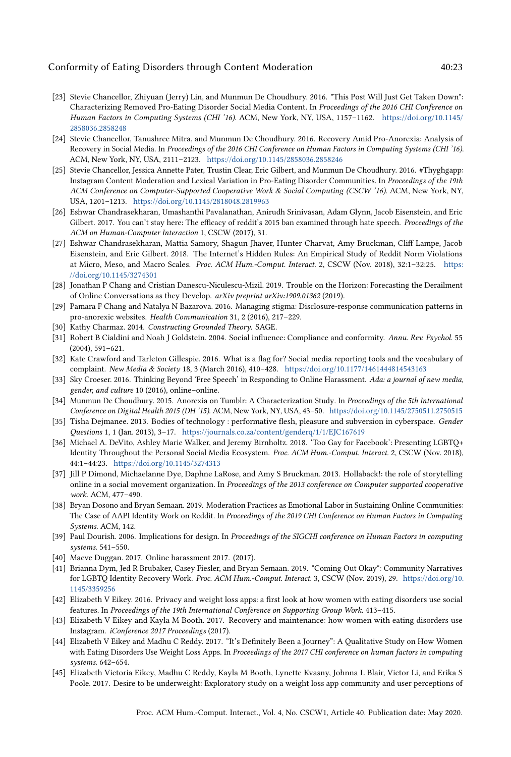[23] Stevie Chancellor, Zhiyuan (Jerry) Lin, and Munmun De Choudhury. 2016. "This Post Will Just Get Taken Down": Characterizing Removed Pro-Eating Disorder Social Media Content. In *Proceedings of the 2016 CHI Conference on Human Factors in Computing Systems (CHI '16)*. ACM, New York, NY, USA, 1157–1162. https://doi.org/10.1145/2858036.2858248

[24] Stevie Chancellor, Tanushree Mitra, and Munmun De Choudhury. 2016. Recovery Amid Pro-Anorexia: Analysis of Recovery in Social Media. In *Proceedings of the 2016 CHI Conference on Human Factors in Computing Systems (CHI '16)*. ACM, New York, NY, USA, 2111–2123. https://doi.org/10.1145/2858036.2858246

[25] Stevie Chancellor, Jessica Annette Pater, Trustin Clear, Eric Gilbert, and Munmun De Choudhury. 2016. #Thyghgapp: Instagram Content Moderation and Lexical Variation in Pro-Eating Disorder Communities. In *Proceedings of the 19th ACM Conference on Computer-Supported Cooperative Work & Social Computing (CSCW '16)*. ACM, New York, NY, USA, 1201–1213. https://doi.org/10.1145/2818048.2819963

[26] Eshwar Chandrasekharan, Umashanthi Pavalanathan, Anirudh Srinivasan, Adam Glynn, Jacob Eisenstein, and Eric Gilbert. 2017. You can't stay here: The efficacy of reddit's 2015 ban examined through hate speech. *Proceedings of the ACM on Human-Computer Interaction* 1, CSCW (2017), 31.

[27] Eshwar Chandrasekharan, Mattia Samory, Shagun Jhaver, Hunter Charvat, Amy Bruckman, Cliff Lampe, Jacob Eisenstein, and Eric Gilbert. 2018. The Internet's Hidden Rules: An Empirical Study of Reddit Norm Violations at Micro, Meso, and Macro Scales. *Proc. ACM Hum.-Comput. Interact.* 2, CSCW (Nov. 2018), 32:1–32:25. https://doi.org/10.1145/3274301

[28] Jonathan P Chang and Cristian Danescu-Niculescu-Mizil. 2019. Trouble on the Horizon: Forecasting the Derailment of Online Conversations as they Develop. *arXiv preprint arXiv:1909.01362* (2019).

[29] Pamara F Chang and Natalya N Bazarova. 2016. Managing stigma: Disclosure-response communication patterns in pro-anorexic websites. *Health Communication* 31, 2 (2016), 217–229.

[30] Kathy Charmaz. 2014. *Constructing Grounded Theory*. SAGE.

[31] Robert B Cialdini and Noah J Goldstein. 2004. Social influence: Compliance and conformity. *Annu. Rev. Psychol.* 55 (2004), 591–621.

[32] Kate Crawford and Tarleton Gillespie. 2016. What is a flag for? Social media reporting tools and the vocabulary of complaint. *New Media & Society* 18, 3 (March 2016), 410–428. https://doi.org/10.1177/1461444814543163

[33] Sky Croeser. 2016. Thinking Beyond 'Free Speech' in Responding to Online Harassment. *Ada: a journal of new media, gender, and culture* 10 (2016), online–online.

[34] Munmun De Choudhury. 2015. Anorexia on Tumblr: A Characterization Study. In *Proceedings of the 5th International Conference on Digital Health 2015 (DH '15)*. ACM, New York, NY, USA, 43–50. https://doi.org/10.1145/2750511.2750515

[35] Tisha Dejmanee. 2013. Bodies of technology : performative flesh, pleasure and subversion in cyberspace. *Gender Questions* 1, 1 (Jan. 2013), 3–17. https://journals.co.za/content/genderq/1/1/EJC167619

[36] Michael A. DeVito, Ashley Marie Walker, and Jeremy Birnholtz. 2018. 'Too Gay for Facebook': Presenting LGBTQ+ Identity Throughout the Personal Social Media Ecosystem. *Proc. ACM Hum.-Comput. Interact.* 2, CSCW (Nov. 2018), 44:1–44:23. https://doi.org/10.1145/3274313

[37] Jill P Dimond, Michaelanne Dye, Daphne LaRose, and Amy S Bruckman. 2013. Hollaback!: the role of storytelling online in a social movement organization. In *Proceedings of the 2013 conference on Computer supported cooperative work*. ACM, 477–490.

[38] Bryan Dosono and Bryan Semaan. 2019. Moderation Practices as Emotional Labor in Sustaining Online Communities: The Case of AAPI Identity Work on Reddit. In *Proceedings of the 2019 CHI Conference on Human Factors in Computing Systems*. ACM, 142.

[39] Paul Dourish. 2006. Implications for design. In *Proceedings of the SIGCHI conference on Human Factors in computing systems*. 541–550.

[40] Maeve Duggan. 2017. Online harassment 2017. (2017).

[41] Brianna Dym, Jed R Brubaker, Casey Fiesler, and Bryan Semaan. 2019. "Coming Out Okay": Community Narratives for LGBTQ Identity Recovery Work. *Proc. ACM Hum.-Comput. Interact.* 3, CSCW (Nov. 2019), 29. https://doi.org/10.1145/3359256

[42] Elizabeth V Eikey. 2016. Privacy and weight loss apps: a first look at how women with eating disorders use social features. In *Proceedings of the 19th International Conference on Supporting Group Work*. 413–415.

[43] Elizabeth V Eikey and Kayla M Booth. 2017. Recovery and maintenance: how women with eating disorders use Instagram. *iConference 2017 Proceedings* (2017).

[44] Elizabeth V Eikey and Madhu C Reddy. 2017. "It's Definitely Been a Journey": A Qualitative Study on How Women with Eating Disorders Use Weight Loss Apps. In *Proceedings of the 2017 CHI conference on human factors in computing systems*. 642–654.

[45] Elizabeth Victoria Eikey, Madhu C Reddy, Kayla M Booth, Lynette Kvasny, Johnna L Blair, Victor Li, and Erika S Poole. 2017. Desire to be underweight: Exploratory study on a weight loss app community and user perceptions of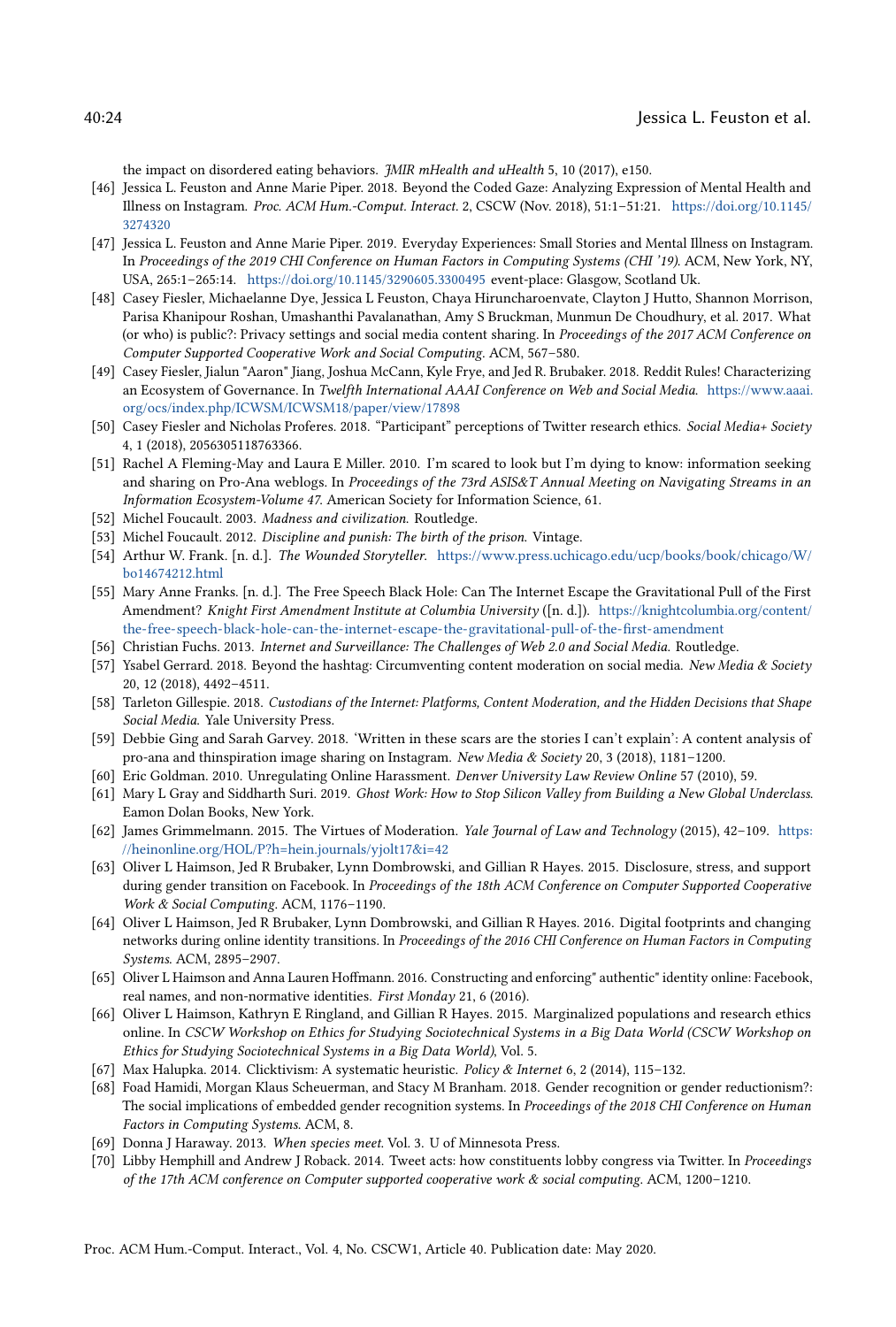the impact on disordered eating behaviors. *JMIR mHealth and uHealth* 5, 10 (2017), e150.

[46] Jessica L. Feuston and Anne Marie Piper. 2018. Beyond the Coded Gaze: Analyzing Expression of Mental Health and Illness on Instagram. *Proc. ACM Hum.-Comput. Interact.* 2, CSCW (Nov. 2018), 51:1–51:21. https://doi.org/10.1145/3274320

[47] Jessica L. Feuston and Anne Marie Piper. 2019. Everyday Experiences: Small Stories and Mental Illness on Instagram. In *Proceedings of the 2019 CHI Conference on Human Factors in Computing Systems (CHI '19)*. ACM, New York, NY, USA, 265:1–265:14. https://doi.org/10.1145/3290605.3300495 event-place: Glasgow, Scotland Uk.

[48] Casey Fiesler, Michaelanne Dye, Jessica L Feuston, Chaya Hiruncharoenvate, Clayton J Hutto, Shannon Morrison, Parisa Khanipour Roshan, Umashanthi Pavalanathan, Amy S Bruckman, Munmun De Choudhury, et al. 2017. What (or who) is public?: Privacy settings and social media content sharing. In *Proceedings of the 2017 ACM Conference on Computer Supported Cooperative Work and Social Computing*. ACM, 567–580.

[49] Casey Fiesler, Jialun "Aaron" Jiang, Joshua McCann, Kyle Frye, and Jed R. Brubaker. 2018. Reddit Rules! Characterizing an Ecosystem of Governance. In *Twelfth International AAAI Conference on Web and Social Media*. https://www.aaai.org/ocs/index.php/ICWSM/ICWSM18/paper/view/17898

[50] Casey Fiesler and Nicholas Proferes. 2018. "Participant" perceptions of Twitter research ethics. *Social Media+ Society* 4, 1 (2018), 2056305118763366.

[51] Rachel A Fleming-May and Laura E Miller. 2010. I'm scared to look but I'm dying to know: information seeking and sharing on Pro-Ana weblogs. In *Proceedings of the 73rd ASIS&T Annual Meeting on Navigating Streams in an Information Ecosystem-Volume 47*. American Society for Information Science, 61.

[52] Michel Foucault. 2003. *Madness and civilization*. Routledge.

[53] Michel Foucault. 2012. *Discipline and punish: The birth of the prison*. Vintage.

[54] Arthur W. Frank. [n. d.]. *The Wounded Storyteller*. https://www.press.uchicago.edu/ucp/books/book/chicago/W/bo14674212.html

[55] Mary Anne Franks. [n. d.]. The Free Speech Black Hole: Can The Internet Escape the Gravitational Pull of the First Amendment? *Knight First Amendment Institute at Columbia University* ([n. d.]). https://knightcolumbia.org/content/the-free-speech-black-hole-can-the-internet-escape-the-gravitational-pull-of-the-first-amendment

[56] Christian Fuchs. 2013. *Internet and Surveillance: The Challenges of Web 2.0 and Social Media*. Routledge.

[57] Ysabel Gerrard. 2018. Beyond the hashtag: Circumventing content moderation on social media. *New Media & Society* 20, 12 (2018), 4492–4511.

[58] Tarleton Gillespie. 2018. *Custodians of the Internet: Platforms, Content Moderation, and the Hidden Decisions that Shape Social Media*. Yale University Press.

[59] Debbie Ging and Sarah Garvey. 2018. 'Written in these scars are the stories I can't explain': A content analysis of pro-ana and thinspiration image sharing on Instagram. *New Media & Society* 20, 3 (2018), 1181–1200.

[60] Eric Goldman. 2010. Unregulating Online Harassment. *Denver University Law Review Online* 57 (2010), 59.

[61] Mary L Gray and Siddharth Suri. 2019. *Ghost Work: How to Stop Silicon Valley from Building a New Global Underclass*. Eamon Dolan Books, New York.

[62] James Grimmelmann. 2015. The Virtues of Moderation. *Yale Journal of Law and Technology* (2015), 42–109. https://heinonline.org/HOL/P?h=hein.journals/yjolt17&i=42

[63] Oliver L Haimson, Jed R Brubaker, Lynn Dombrowski, and Gillian R Hayes. 2015. Disclosure, stress, and support during gender transition on Facebook. In *Proceedings of the 18th ACM Conference on Computer Supported Cooperative Work & Social Computing*. ACM, 1176–1190.

[64] Oliver L Haimson, Jed R Brubaker, Lynn Dombrowski, and Gillian R Hayes. 2016. Digital footprints and changing networks during online identity transitions. In *Proceedings of the 2016 CHI Conference on Human Factors in Computing Systems*. ACM, 2895–2907.

[65] Oliver L Haimson and Anna Lauren Hoffmann. 2016. Constructing and enforcing" authentic" identity online: Facebook, real names, and non-normative identities. *First Monday* 21, 6 (2016).

[66] Oliver L Haimson, Kathryn E Ringland, and Gillian R Hayes. 2015. Marginalized populations and research ethics online. In *CSCW Workshop on Ethics for Studying Sociotechnical Systems in a Big Data World (CSCW Workshop on Ethics for Studying Sociotechnical Systems in a Big Data World)*, Vol. 5.

[67] Max Halupka. 2014. Clicktivism: A systematic heuristic. *Policy & Internet* 6, 2 (2014), 115–132.

[68] Foad Hamidi, Morgan Klaus Scheuerman, and Stacy M Branham. 2018. Gender recognition or gender reductionism?: The social implications of embedded gender recognition systems. In *Proceedings of the 2018 CHI Conference on Human Factors in Computing Systems*. ACM, 8.

[69] Donna J Haraway. 2013. *When species meet*. Vol. 3. U of Minnesota Press.

[70] Libby Hemphill and Andrew J Roback. 2014. Tweet acts: how constituents lobby congress via Twitter. In *Proceedings of the 17th ACM conference on Computer supported cooperative work & social computing*. ACM, 1200–1210.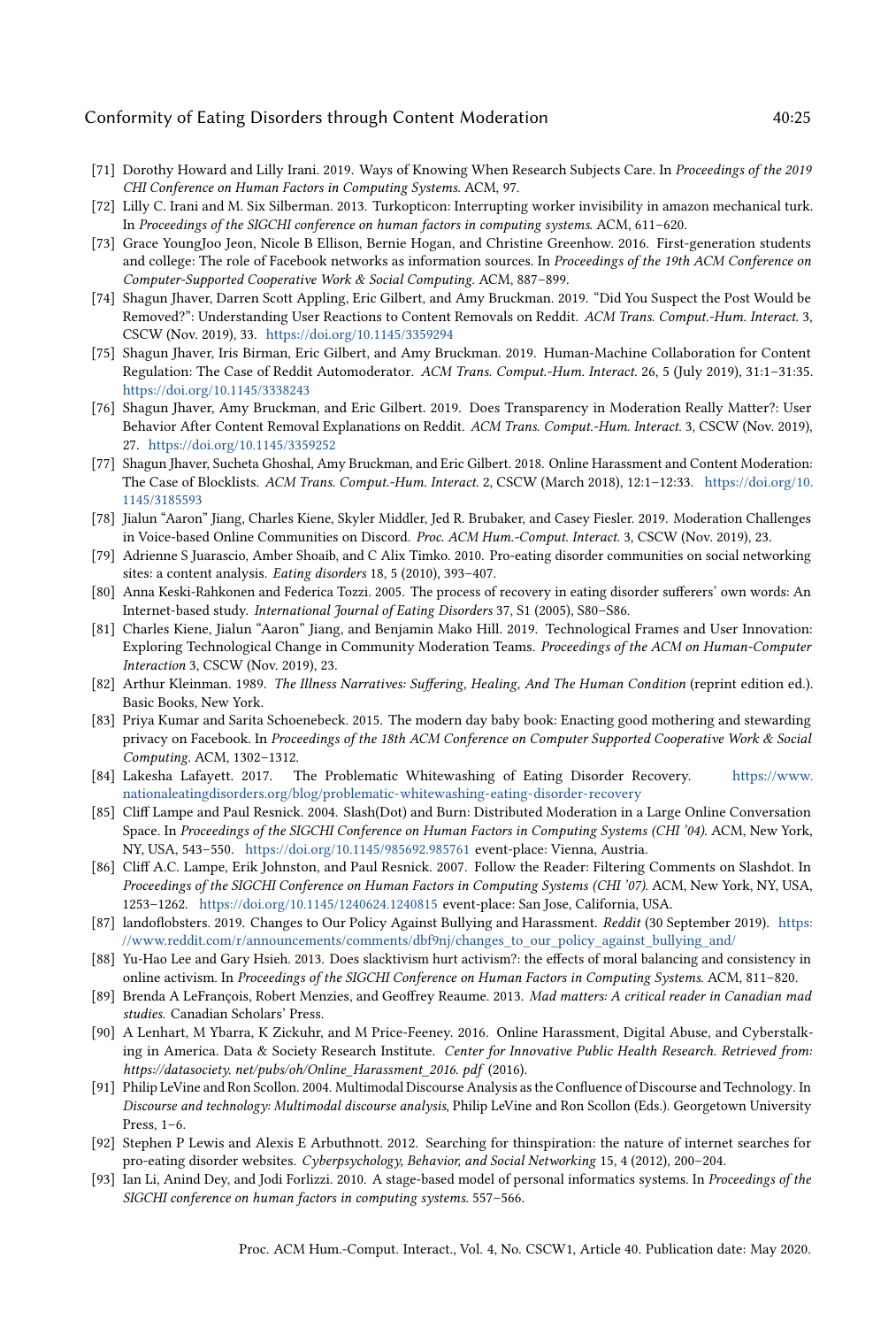- [71] Dorothy Howard and Lilly Irani. 2019. Ways of Knowing When Research Subjects Care. In *Proceedings of the 2019 CHI Conference on Human Factors in Computing Systems*. ACM, 97.
- [72] Lilly C. Irani and M. Six Silberman. 2013. Turkopticon: Interrupting worker invisibility in amazon mechanical turk. In *Proceedings of the SIGCHI conference on human factors in computing systems*. ACM, 611–620.
- [73] Grace YoungJoo Jeon, Nicole B Ellison, Bernie Hogan, and Christine Greenhow. 2016. First-generation students and college: The role of Facebook networks as information sources. In *Proceedings of the 19th ACM Conference on Computer-Supported Cooperative Work & Social Computing*. ACM, 887–899.
- [74] Shagun Jhaver, Darren Scott Appling, Eric Gilbert, and Amy Bruckman. 2019. "Did You Suspect the Post Would be Removed?": Understanding User Reactions to Content Removals on Reddit. *ACM Trans. Comput.-Hum. Interact.* 3, CSCW (Nov. 2019), 33. https://doi.org/10.1145/3359294
- [75] Shagun Jhaver, Iris Birman, Eric Gilbert, and Amy Bruckman. 2019. Human-Machine Collaboration for Content Regulation: The Case of Reddit Automoderator. *ACM Trans. Comput.-Hum. Interact.* 26, 5 (July 2019), 31:1–31:35. https://doi.org/10.1145/3338243
- [76] Shagun Jhaver, Amy Bruckman, and Eric Gilbert. 2019. Does Transparency in Moderation Really Matter?: User Behavior After Content Removal Explanations on Reddit. *ACM Trans. Comput.-Hum. Interact.* 3, CSCW (Nov. 2019), 27. https://doi.org/10.1145/3359252
- [77] Shagun Jhaver, Sucheta Ghoshal, Amy Bruckman, and Eric Gilbert. 2018. Online Harassment and Content Moderation: The Case of Blocklists. *ACM Trans. Comput.-Hum. Interact.* 2, CSCW (March 2018), 12:1–12:33. https://doi.org/10.1145/3185593
- [78] Jialun "Aaron" Jiang, Charles Kiene, Skyler Middler, Jed R. Brubaker, and Casey Fiesler. 2019. Moderation Challenges in Voice-based Online Communities on Discord. *Proc. ACM Hum.-Comput. Interact.* 3, CSCW (Nov. 2019), 23.
- [79] Adrienne S Juarascio, Amber Shoaib, and C Alix Timko. 2010. Pro-eating disorder communities on social networking sites: a content analysis. *Eating disorders* 18, 5 (2010), 393–407.
- [80] Anna Keski-Rahkonen and Federica Tozzi. 2005. The process of recovery in eating disorder sufferers' own words: An Internet-based study. *International Journal of Eating Disorders* 37, S1 (2005), S80–S86.
- [81] Charles Kiene, Jialun "Aaron" Jiang, and Benjamin Mako Hill. 2019. Technological Frames and User Innovation: Exploring Technological Change in Community Moderation Teams. *Proceedings of the ACM on Human-Computer Interaction* 3, CSCW (Nov. 2019), 23.
- [82] Arthur Kleinman. 1989. *The Illness Narratives: Suffering, Healing, And The Human Condition* (reprint edition ed.). Basic Books, New York.
- [83] Priya Kumar and Sarita Schoenebeck. 2015. The modern day baby book: Enacting good mothering and stewarding privacy on Facebook. In *Proceedings of the 18th ACM Conference on Computer Supported Cooperative Work & Social Computing*. ACM, 1302–1312.
- [84] Lakesha Lafayett. 2017. The Problematic Whitewashing of Eating Disorder Recovery. https://www.nationaleatingdisorders.org/blog/problematic-whitewashing-eating-disorder-recovery
- [85] Cliff Lampe and Paul Resnick. 2004. Slash(Dot) and Burn: Distributed Moderation in a Large Online Conversation Space. In *Proceedings of the SIGCHI Conference on Human Factors in Computing Systems (CHI '04)*. ACM, New York, NY, USA, 543–550. https://doi.org/10.1145/985692.985761 event-place: Vienna, Austria.
- [86] Cliff A.C. Lampe, Erik Johnston, and Paul Resnick. 2007. Follow the Reader: Filtering Comments on Slashdot. In *Proceedings of the SIGCHI Conference on Human Factors in Computing Systems (CHI '07)*. ACM, New York, NY, USA, 1253–1262. https://doi.org/10.1145/1240624.1240815 event-place: San Jose, California, USA.
- [87] landoflobsters. 2019. Changes to Our Policy Against Bullying and Harassment. *Reddit* (30 September 2019). https://www.reddit.com/r/announcements/comments/dbf9nj/changes_to_our_policy_against_bullying_and/
- [88] Yu-Hao Lee and Gary Hsieh. 2013. Does slacktivism hurt activism?: the effects of moral balancing and consistency in online activism. In *Proceedings of the SIGCHI Conference on Human Factors in Computing Systems*. ACM, 811–820.
- [89] Brenda A LeFrançois, Robert Menzies, and Geoffrey Reaume. 2013. *Mad matters: A critical reader in Canadian mad studies.* Canadian Scholars' Press.
- [90] A Lenhart, M Ybarra, K Zickuhr, and M Price-Feeney. 2016. Online Harassment, Digital Abuse, and Cyberstalking in America. Data & Society Research Institute. *Center for Innovative Public Health Research. Retrieved from: https://datasociety. net/pubs/oh/Online_Harassment_2016. pdf* (2016).
- [91] Philip LeVine and Ron Scollon. 2004. Multimodal Discourse Analysis as the Confluence of Discourse and Technology. In *Discourse and technology: Multimodal discourse analysis*, Philip LeVine and Ron Scollon (Eds.). Georgetown University Press, 1–6.
- [92] Stephen P Lewis and Alexis E Arbuthnott. 2012. Searching for thinspiration: the nature of internet searches for pro-eating disorder websites. *Cyberpsychology, Behavior, and Social Networking* 15, 4 (2012), 200–204.
- [93] Ian Li, Anind Dey, and Jodi Forlizzi. 2010. A stage-based model of personal informatics systems. In *Proceedings of the SIGCHI conference on human factors in computing systems*. 557–566.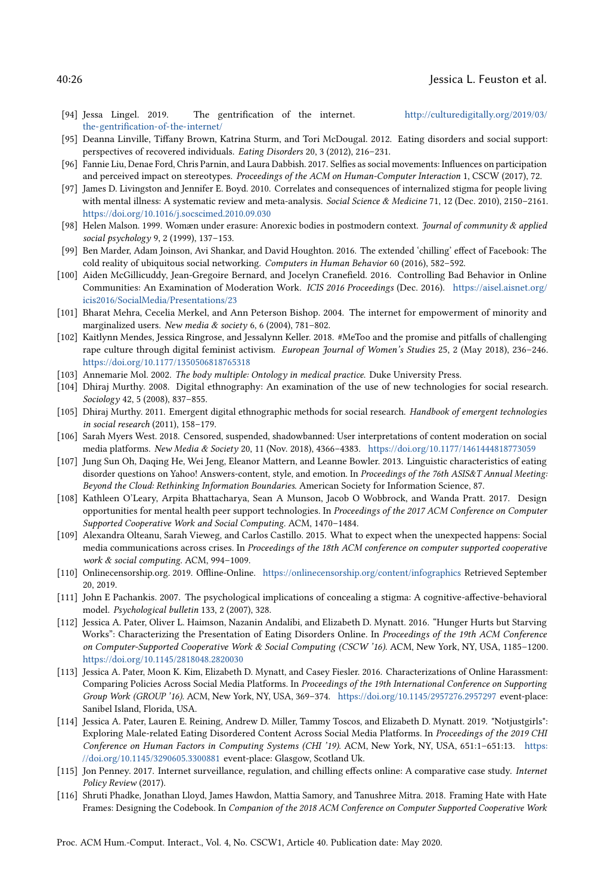[94] Jessa Lingel. 2019. The gentrification of the internet. http://culturedigitally.org/2019/03/the-gentrification-of-the-internet/

[95] Deanna Linville, Tiffany Brown, Katrina Sturm, and Tori McDougal. 2012. Eating disorders and social support: perspectives of recovered individuals. *Eating Disorders* 20, 3 (2012), 216–231.

[96] Fannie Liu, Denae Ford, Chris Parnin, and Laura Dabbish. 2017. Selfies as social movements: Influences on participation and perceived impact on stereotypes. *Proceedings of the ACM on Human-Computer Interaction* 1, CSCW (2017), 72.

[97] James D. Livingston and Jennifer E. Boyd. 2010. Correlates and consequences of internalized stigma for people living with mental illness: A systematic review and meta-analysis. *Social Science & Medicine* 71, 12 (Dec. 2010), 2150–2161. https://doi.org/10.1016/j.socscimed.2010.09.030

[98] Helen Malson. 1999. Womæn under erasure: Anorexic bodies in postmodern context. *Journal of community & applied social psychology* 9, 2 (1999), 137–153.

[99] Ben Marder, Adam Joinson, Avi Shankar, and David Houghton. 2016. The extended 'chilling' effect of Facebook: The cold reality of ubiquitous social networking. *Computers in Human Behavior* 60 (2016), 582–592.

[100] Aiden McGillicuddy, Jean-Gregoire Bernard, and Jocelyn Cranefield. 2016. Controlling Bad Behavior in Online Communities: An Examination of Moderation Work. *ICIS 2016 Proceedings* (Dec. 2016). https://aisel.aisnet.org/icis2016/SocialMedia/Presentations/23

[101] Bharat Mehra, Cecelia Merkel, and Ann Peterson Bishop. 2004. The internet for empowerment of minority and marginalized users. *New media & society* 6, 6 (2004), 781–802.

[102] Kaitlynn Mendes, Jessica Ringrose, and Jessalynn Keller. 2018. #MeToo and the promise and pitfalls of challenging rape culture through digital feminist activism. *European Journal of Women's Studies* 25, 2 (May 2018), 236–246. https://doi.org/10.1177/1350506818765318

[103] Annemarie Mol. 2002. *The body multiple: Ontology in medical practice.* Duke University Press.

[104] Dhiraj Murthy. 2008. Digital ethnography: An examination of the use of new technologies for social research. *Sociology* 42, 5 (2008), 837–855.

[105] Dhiraj Murthy. 2011. Emergent digital ethnographic methods for social research. *Handbook of emergent technologies in social research* (2011), 158–179.

[106] Sarah Myers West. 2018. Censored, suspended, shadowbanned: User interpretations of content moderation on social media platforms. *New Media & Society* 20, 11 (Nov. 2018), 4366–4383. https://doi.org/10.1177/1461444818773059

[107] Jung Sun Oh, Daqing He, Wei Jeng, Eleanor Mattern, and Leanne Bowler. 2013. Linguistic characteristics of eating disorder questions on Yahoo! Answers-content, style, and emotion. In *Proceedings of the 76th ASIS&T Annual Meeting: Beyond the Cloud: Rethinking Information Boundaries*. American Society for Information Science, 87.

[108] Kathleen O'Leary, Arpita Bhattacharya, Sean A Munson, Jacob O Wobbrock, and Wanda Pratt. 2017. Design opportunities for mental health peer support technologies. In *Proceedings of the 2017 ACM Conference on Computer Supported Cooperative Work and Social Computing*. ACM, 1470–1484.

[109] Alexandra Olteanu, Sarah Vieweg, and Carlos Castillo. 2015. What to expect when the unexpected happens: Social media communications across crises. In *Proceedings of the 18th ACM conference on computer supported cooperative work & social computing*. ACM, 994–1009.

[110] Onlinecensorship.org. 2019. Offline-Online. https://onlinecensorship.org/content/infographics Retrieved September 20, 2019.

[111] John E Pachankis. 2007. The psychological implications of concealing a stigma: A cognitive-affective-behavioral model. *Psychological bulletin* 133, 2 (2007), 328.

[112] Jessica A. Pater, Oliver L. Haimson, Nazanin Andalibi, and Elizabeth D. Mynatt. 2016. "Hunger Hurts but Starving Works": Characterizing the Presentation of Eating Disorders Online. In *Proceedings of the 19th ACM Conference on Computer-Supported Cooperative Work & Social Computing (CSCW '16)*. ACM, New York, NY, USA, 1185–1200. https://doi.org/10.1145/2818048.2820030

[113] Jessica A. Pater, Moon K. Kim, Elizabeth D. Mynatt, and Casey Fiesler. 2016. Characterizations of Online Harassment: Comparing Policies Across Social Media Platforms. In *Proceedings of the 19th International Conference on Supporting Group Work (GROUP '16)*. ACM, New York, NY, USA, 369–374. https://doi.org/10.1145/2957276.2957297 event-place: Sanibel Island, Florida, USA.

[114] Jessica A. Pater, Lauren E. Reining, Andrew D. Miller, Tammy Toscos, and Elizabeth D. Mynatt. 2019. "Notjustgirls": Exploring Male-related Eating Disordered Content Across Social Media Platforms. In *Proceedings of the 2019 CHI Conference on Human Factors in Computing Systems (CHI '19)*. ACM, New York, NY, USA, 651:1–651:13. https://doi.org/10.1145/3290605.3300881 event-place: Glasgow, Scotland Uk.

[115] Jon Penney. 2017. Internet surveillance, regulation, and chilling effects online: A comparative case study. *Internet Policy Review* (2017).

[116] Shruti Phadke, Jonathan Lloyd, James Hawdon, Mattia Samory, and Tanushree Mitra. 2018. Framing Hate with Hate Frames: Designing the Codebook. In *Companion of the 2018 ACM Conference on Computer Supported Cooperative Work*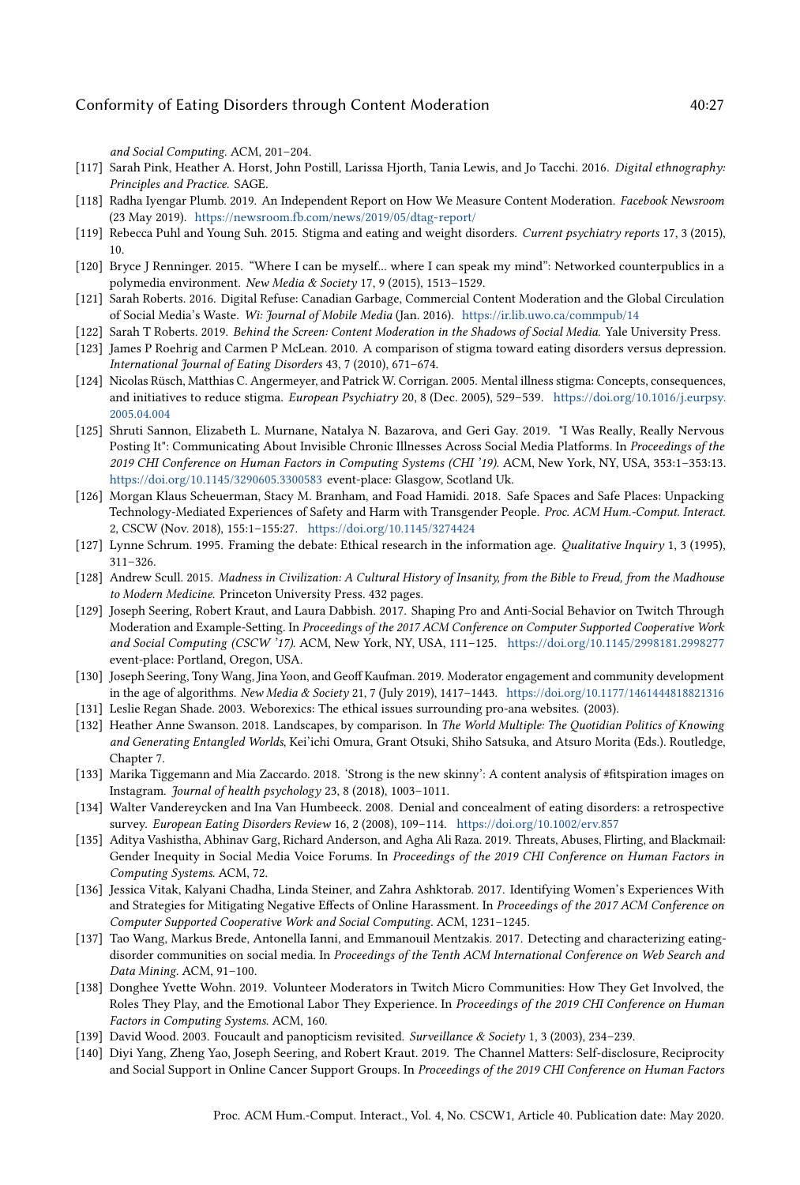and Social Computing. ACM, 201–204.

[117] Sarah Pink, Heather A. Horst, John Postill, Larissa Hjorth, Tania Lewis, and Jo Tacchi. 2016. *Digital ethnography: Principles and Practice*. SAGE.

[118] Radha Iyengar Plumb. 2019. An Independent Report on How We Measure Content Moderation. *Facebook Newsroom* (23 May 2019). https://newsroom.fb.com/news/2019/05/dtag-report/

[119] Rebecca Puhl and Young Suh. 2015. Stigma and eating and weight disorders. *Current psychiatry reports* 17, 3 (2015), 10.

[120] Bryce J Renninger. 2015. "Where I can be myself... where I can speak my mind": Networked counterpublics in a polymedia environment. *New Media & Society* 17, 9 (2015), 1513–1529.

[121] Sarah Roberts. 2016. Digital Refuse: Canadian Garbage, Commercial Content Moderation and the Global Circulation of Social Media's Waste. *Wi: Journal of Mobile Media* (Jan. 2016). https://ir.lib.uwo.ca/commpub/14

[122] Sarah T Roberts. 2019. *Behind the Screen: Content Moderation in the Shadows of Social Media*. Yale University Press.

[123] James P Roehrig and Carmen P McLean. 2010. A comparison of stigma toward eating disorders versus depression. *International Journal of Eating Disorders* 43, 7 (2010), 671–674.

[124] Nicolas Rüsch, Matthias C. Angermeyer, and Patrick W. Corrigan. 2005. Mental illness stigma: Concepts, consequences, and initiatives to reduce stigma. *European Psychiatry* 20, 8 (Dec. 2005), 529–539. https://doi.org/10.1016/j.eurpsy.2005.04.004

[125] Shruti Sannon, Elizabeth L. Murnane, Natalya N. Bazarova, and Geri Gay. 2019. "I Was Really, Really Nervous Posting It": Communicating About Invisible Chronic Illnesses Across Social Media Platforms. In *Proceedings of the 2019 CHI Conference on Human Factors in Computing Systems (CHI '19)*. ACM, New York, NY, USA, 353:1–353:13. https://doi.org/10.1145/3290605.3300583 event-place: Glasgow, Scotland Uk.

[126] Morgan Klaus Scheuerman, Stacy M. Branham, and Foad Hamidi. 2018. Safe Spaces and Safe Places: Unpacking Technology-Mediated Experiences of Safety and Harm with Transgender People. *Proc. ACM Hum.-Comput. Interact.* 2, CSCW (Nov. 2018), 155:1–155:27. https://doi.org/10.1145/3274424

[127] Lynne Schrum. 1995. Framing the debate: Ethical research in the information age. *Qualitative Inquiry* 1, 3 (1995), 311–326.

[128] Andrew Scull. 2015. *Madness in Civilization: A Cultural History of Insanity, from the Bible to Freud, from the Madhouse to Modern Medicine*. Princeton University Press. 432 pages.

[129] Joseph Seering, Robert Kraut, and Laura Dabbish. 2017. Shaping Pro and Anti-Social Behavior on Twitch Through Moderation and Example-Setting. In *Proceedings of the 2017 ACM Conference on Computer Supported Cooperative Work and Social Computing (CSCW '17)*. ACM, New York, NY, USA, 111–125. https://doi.org/10.1145/2998181.2998277 event-place: Portland, Oregon, USA.

[130] Joseph Seering, Tony Wang, Jina Yoon, and Geoff Kaufman. 2019. Moderator engagement and community development in the age of algorithms. *New Media & Society* 21, 7 (July 2019), 1417–1443. https://doi.org/10.1177/1461444818821316

[131] Leslie Regan Shade. 2003. Weborexics: The ethical issues surrounding pro-ana websites. (2003).

[132] Heather Anne Swanson. 2018. Landscapes, by comparison. In *The World Multiple: The Quotidian Politics of Knowing and Generating Entangled Worlds*, Kei'ichi Omura, Grant Otsuki, Shiho Satsuka, and Atsuro Morita (Eds.). Routledge, Chapter 7.

[133] Marika Tiggemann and Mia Zaccardo. 2018. 'Strong is the new skinny': A content analysis of #fitspiration images on Instagram. *Journal of health psychology* 23, 8 (2018), 1003–1011.

[134] Walter Vandereycken and Ina Van Humbeeck. 2008. Denial and concealment of eating disorders: a retrospective survey. *European Eating Disorders Review* 16, 2 (2008), 109–114. https://doi.org/10.1002/erv.857

[135] Aditya Vashistha, Abhinav Garg, Richard Anderson, and Agha Ali Raza. 2019. Threats, Abuses, Flirting, and Blackmail: Gender Inequity in Social Media Voice Forums. In *Proceedings of the 2019 CHI Conference on Human Factors in Computing Systems*. ACM, 72.

[136] Jessica Vitak, Kalyani Chadha, Linda Steiner, and Zahra Ashktorab. 2017. Identifying Women's Experiences With and Strategies for Mitigating Negative Effects of Online Harassment. In *Proceedings of the 2017 ACM Conference on Computer Supported Cooperative Work and Social Computing*. ACM, 1231–1245.

[137] Tao Wang, Markus Brede, Antonella Ianni, and Emmanouil Mentzakis. 2017. Detecting and characterizing eating-disorder communities on social media. In *Proceedings of the Tenth ACM International Conference on Web Search and Data Mining*. ACM, 91–100.

[138] Donghee Yvette Wohn. 2019. Volunteer Moderators in Twitch Micro Communities: How They Get Involved, the Roles They Play, and the Emotional Labor They Experience. In *Proceedings of the 2019 CHI Conference on Human Factors in Computing Systems*. ACM, 160.

[139] David Wood. 2003. Foucault and panopticism revisited. *Surveillance & Society* 1, 3 (2003), 234–239.

[140] Diyi Yang, Zheng Yao, Joseph Seering, and Robert Kraut. 2019. The Channel Matters: Self-disclosure, Reciprocity and Social Support in Online Cancer Support Groups. In *Proceedings of the 2019 CHI Conference on Human Factors*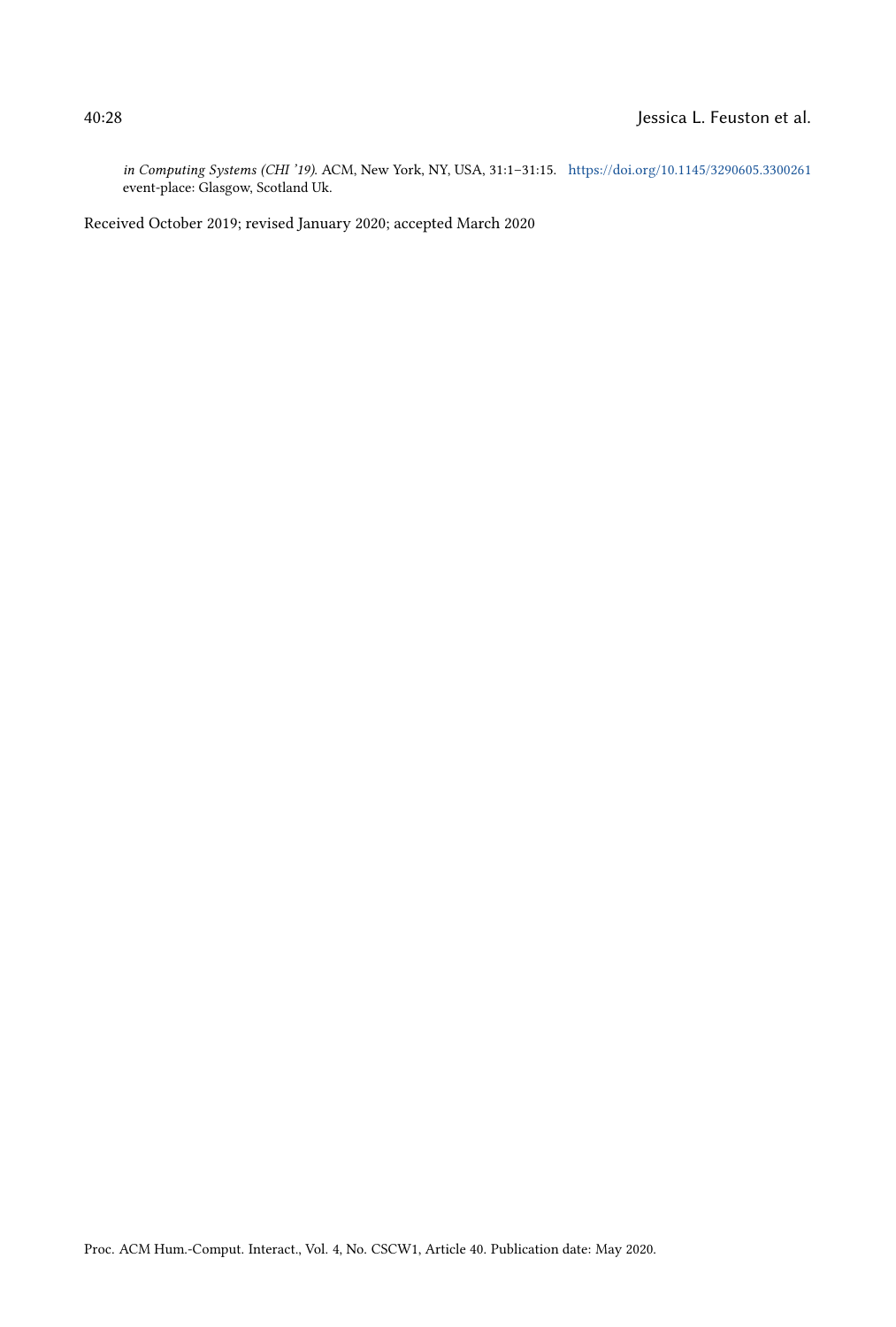*in Computing Systems (CHI '19)*. ACM, New York, NY, USA, 31:1–31:15. https://doi.org/10.1145/3290605.3300261 event-place: Glasgow, Scotland Uk.

Received October 2019; revised January 2020; accepted March 2020